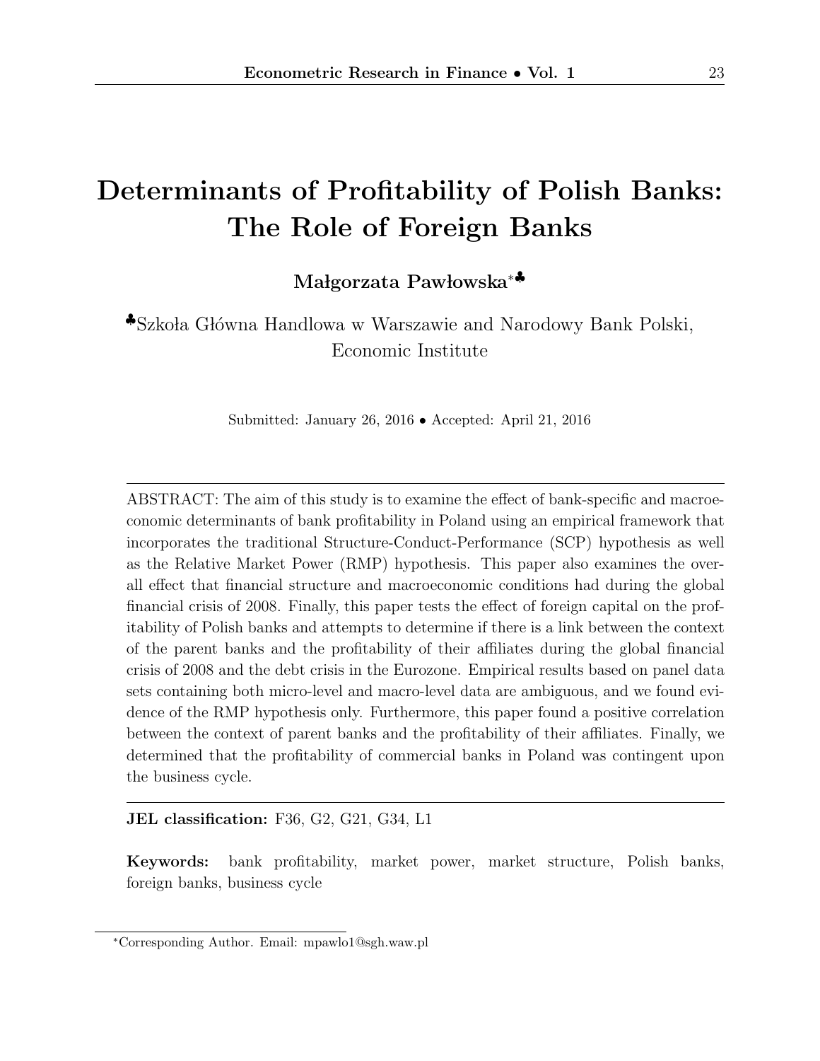# Determinants of Profitability of Polish Banks: The Role of Foreign Banks

**Małgorzata Pawłowska**[*♣]

[♣]Szkoła Główna Handlowa w Warszawie and Narodowy Bank Polski, Economic Institute

Submitted: January 26, 2016 • Accepted: April 21, 2016

ABSTRACT: The aim of this study is to examine the effect of bank-specific and macroeconomic determinants of bank profitability in Poland using an empirical framework that incorporates the traditional Structure-Conduct-Performance (SCP) hypothesis as well as the Relative Market Power (RMP) hypothesis. This paper also examines the overall effect that financial structure and macroeconomic conditions had during the global financial crisis of 2008. Finally, this paper tests the effect of foreign capital on the profitability of Polish banks and attempts to determine if there is a link between the context of the parent banks and the profitability of their affiliates during the global financial crisis of 2008 and the debt crisis in the Eurozone. Empirical results based on panel data sets containing both micro-level and macro-level data are ambiguous, and we found evidence of the RMP hypothesis only. Furthermore, this paper found a positive correlation between the context of parent banks and the profitability of their affiliates. Finally, we determined that the profitability of commercial banks in Poland was contingent upon the business cycle.

**JEL classification:** F36, G2, G21, G34, L1

**Keywords:** bank profitability, market power, market structure, Polish banks, foreign banks, business cycle

[*]Corresponding Author. Email: mpawlo1@sgh.waw.pl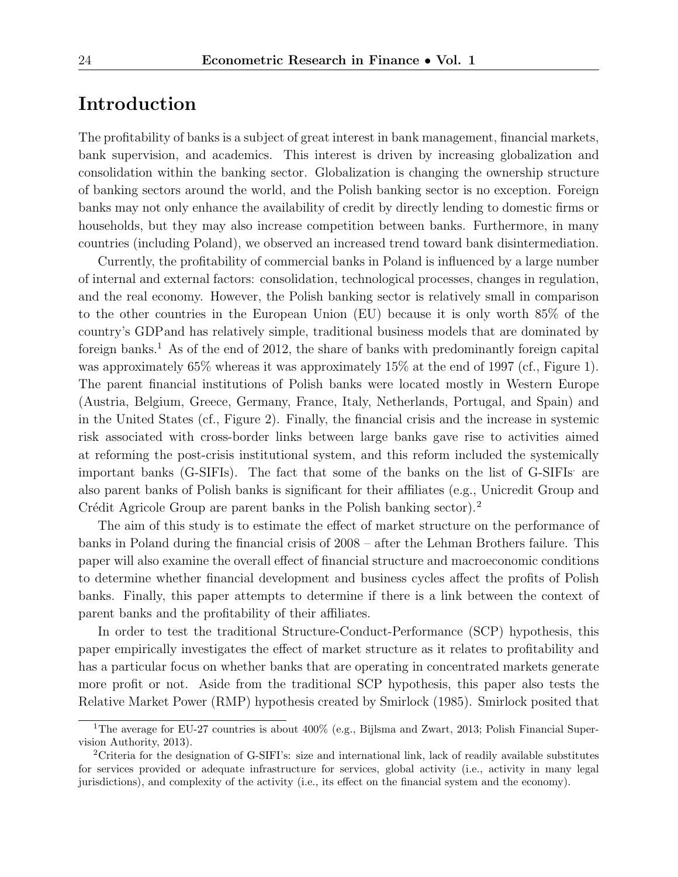# Introduction

The profitability of banks is a subject of great interest in bank management, financial markets, bank supervision, and academics. This interest is driven by increasing globalization and consolidation within the banking sector. Globalization is changing the ownership structure of banking sectors around the world, and the Polish banking sector is no exception. Foreign banks may not only enhance the availability of credit by directly lending to domestic firms or households, but they may also increase competition between banks. Furthermore, in many countries (including Poland), we observed an increased trend toward bank disintermediation.

Currently, the profitability of commercial banks in Poland is influenced by a large number of internal and external factors: consolidation, technological processes, changes in regulation, and the real economy. However, the Polish banking sector is relatively small in comparison to the other countries in the European Union (EU) because it is only worth 85% of the country's GDPand has relatively simple, traditional business models that are dominated by foreign banks.[1] As of the end of 2012, the share of banks with predominantly foreign capital was approximately 65% whereas it was approximately 15% at the end of 1997 (cf., Figure 1). The parent financial institutions of Polish banks were located mostly in Western Europe (Austria, Belgium, Greece, Germany, France, Italy, Netherlands, Portugal, and Spain) and in the United States (cf., Figure 2). Finally, the financial crisis and the increase in systemic risk associated with cross-border links between large banks gave rise to activities aimed at reforming the post-crisis institutional system, and this reform included the systemically important banks (G-SIFIs). The fact that some of the banks on the list of G-SIFIs are also parent banks of Polish banks is significant for their affiliates (e.g., Unicredit Group and Crédit Agricole Group are parent banks in the Polish banking sector).[2]

The aim of this study is to estimate the effect of market structure on the performance of banks in Poland during the financial crisis of 2008 – after the Lehman Brothers failure. This paper will also examine the overall effect of financial structure and macroeconomic conditions to determine whether financial development and business cycles affect the profits of Polish banks. Finally, this paper attempts to determine if there is a link between the context of parent banks and the profitability of their affiliates.

In order to test the traditional Structure-Conduct-Performance (SCP) hypothesis, this paper empirically investigates the effect of market structure as it relates to profitability and has a particular focus on whether banks that are operating in concentrated markets generate more profit or not. Aside from the traditional SCP hypothesis, this paper also tests the Relative Market Power (RMP) hypothesis created by Smirlock (1985). Smirlock posited that

[1] The average for EU-27 countries is about 400% (e.g., Bijlsma and Zwart, 2013; Polish Financial Supervision Authority, 2013).

[2] Criteria for the designation of G-SIFI's: size and international link, lack of readily available substitutes for services provided or adequate infrastructure for services, global activity (i.e., activity in many legal jurisdictions), and complexity of the activity (i.e., its effect on the financial system and the economy).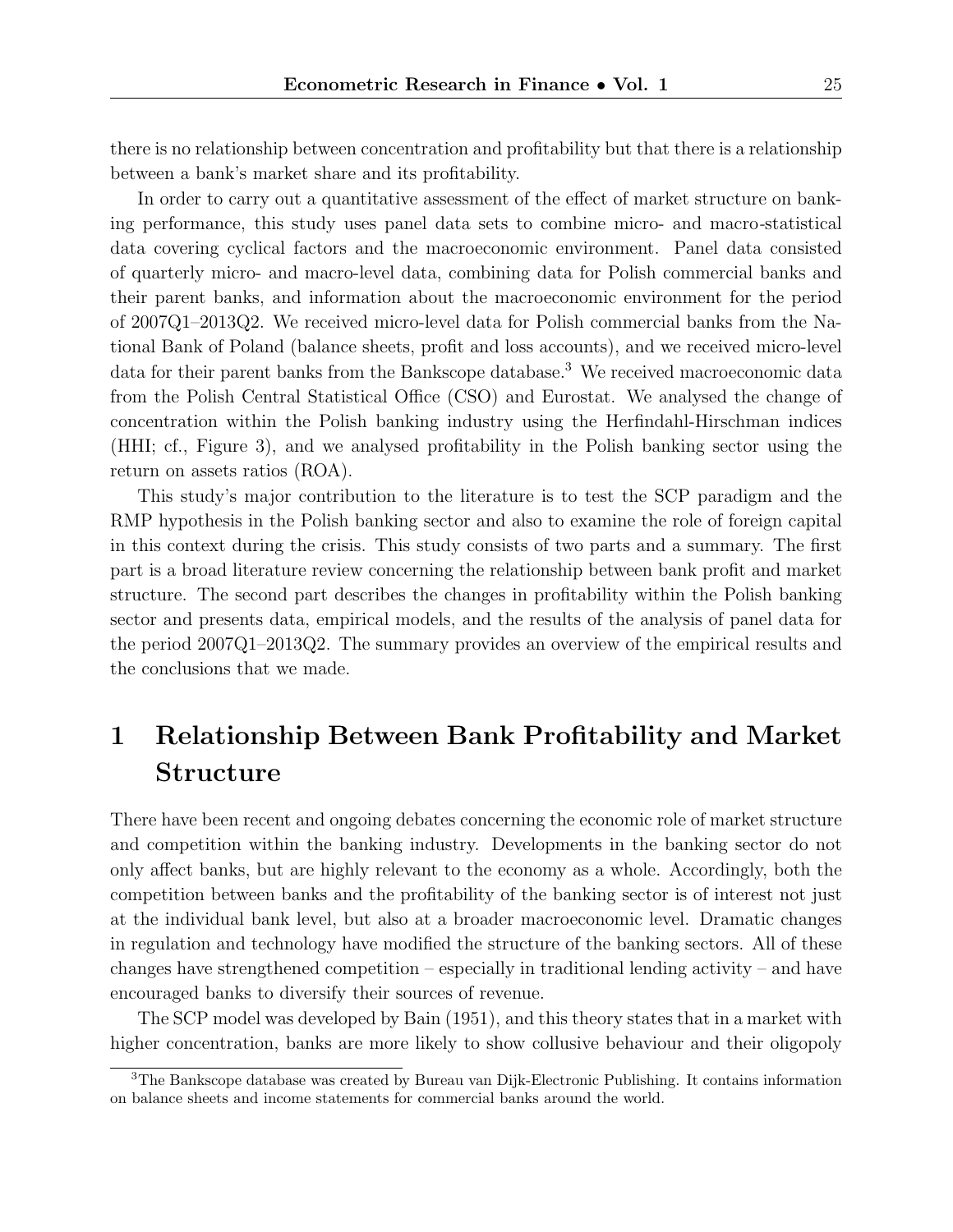there is no relationship between concentration and profitability but that there is a relationship between a bank's market share and its profitability.

In order to carry out a quantitative assessment of the effect of market structure on banking performance, this study uses panel data sets to combine micro- and macro-statistical data covering cyclical factors and the macroeconomic environment. Panel data consisted of quarterly micro- and macro-level data, combining data for Polish commercial banks and their parent banks, and information about the macroeconomic environment for the period of 2007Q1–2013Q2. We received micro-level data for Polish commercial banks from the National Bank of Poland (balance sheets, profit and loss accounts), and we received micro-level data for their parent banks from the Bankscope database.[3] We received macroeconomic data from the Polish Central Statistical Office (CSO) and Eurostat. We analysed the change of concentration within the Polish banking industry using the Herfindahl-Hirschman indices (HHI; cf., Figure 3), and we analysed profitability in the Polish banking sector using the return on assets ratios (ROA).

This study's major contribution to the literature is to test the SCP paradigm and the RMP hypothesis in the Polish banking sector and also to examine the role of foreign capital in this context during the crisis. This study consists of two parts and a summary. The first part is a broad literature review concerning the relationship between bank profit and market structure. The second part describes the changes in profitability within the Polish banking sector and presents data, empirical models, and the results of the analysis of panel data for the period 2007Q1–2013Q2. The summary provides an overview of the empirical results and the conclusions that we made.

# 1 Relationship Between Bank Profitability and Market Structure

There have been recent and ongoing debates concerning the economic role of market structure and competition within the banking industry. Developments in the banking sector do not only affect banks, but are highly relevant to the economy as a whole. Accordingly, both the competition between banks and the profitability of the banking sector is of interest not just at the individual bank level, but also at a broader macroeconomic level. Dramatic changes in regulation and technology have modified the structure of the banking sectors. All of these changes have strengthened competition – especially in traditional lending activity – and have encouraged banks to diversify their sources of revenue.

The SCP model was developed by Bain (1951), and this theory states that in a market with higher concentration, banks are more likely to show collusive behaviour and their oligopoly

[3] The Bankscope database was created by Bureau van Dijk-Electronic Publishing. It contains information on balance sheets and income statements for commercial banks around the world.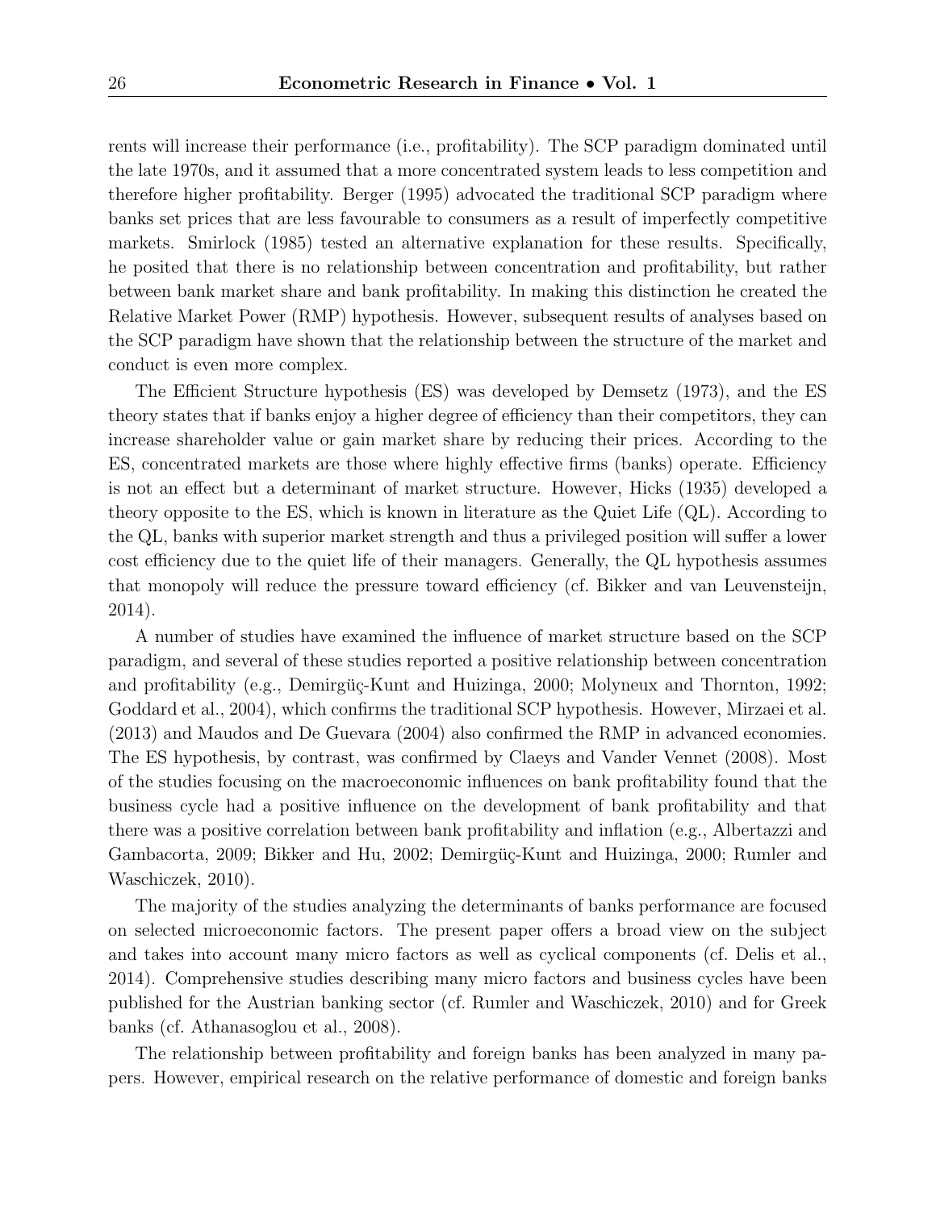rents will increase their performance (i.e., profitability). The SCP paradigm dominated until the late 1970s, and it assumed that a more concentrated system leads to less competition and therefore higher profitability. Berger (1995) advocated the traditional SCP paradigm where banks set prices that are less favourable to consumers as a result of imperfectly competitive markets. Smirlock (1985) tested an alternative explanation for these results. Specifically, he posited that there is no relationship between concentration and profitability, but rather between bank market share and bank profitability. In making this distinction he created the Relative Market Power (RMP) hypothesis. However, subsequent results of analyses based on the SCP paradigm have shown that the relationship between the structure of the market and conduct is even more complex.

The Efficient Structure hypothesis (ES) was developed by Demsetz (1973), and the ES theory states that if banks enjoy a higher degree of efficiency than their competitors, they can increase shareholder value or gain market share by reducing their prices. According to the ES, concentrated markets are those where highly effective firms (banks) operate. Efficiency is not an effect but a determinant of market structure. However, Hicks (1935) developed a theory opposite to the ES, which is known in literature as the Quiet Life (QL). According to the QL, banks with superior market strength and thus a privileged position will suffer a lower cost efficiency due to the quiet life of their managers. Generally, the QL hypothesis assumes that monopoly will reduce the pressure toward efficiency (cf. Bikker and van Leuvensteijn, 2014).

A number of studies have examined the influence of market structure based on the SCP paradigm, and several of these studies reported a positive relationship between concentration and profitability (e.g., Demirgüç-Kunt and Huizinga, 2000; Molyneux and Thornton, 1992; Goddard et al., 2004), which confirms the traditional SCP hypothesis. However, Mirzaei et al. (2013) and Maudos and De Guevara (2004) also confirmed the RMP in advanced economies. The ES hypothesis, by contrast, was confirmed by Claeys and Vander Vennet (2008). Most of the studies focusing on the macroeconomic influences on bank profitability found that the business cycle had a positive influence on the development of bank profitability and that there was a positive correlation between bank profitability and inflation (e.g., Albertazzi and Gambacorta, 2009; Bikker and Hu, 2002; Demirgüç-Kunt and Huizinga, 2000; Rumler and Waschiczek, 2010).

The majority of the studies analyzing the determinants of banks performance are focused on selected microeconomic factors. The present paper offers a broad view on the subject and takes into account many micro factors as well as cyclical components (cf. Delis et al., 2014). Comprehensive studies describing many micro factors and business cycles have been published for the Austrian banking sector (cf. Rumler and Waschiczek, 2010) and for Greek banks (cf. Athanasoglou et al., 2008).

The relationship between profitability and foreign banks has been analyzed in many papers. However, empirical research on the relative performance of domestic and foreign banks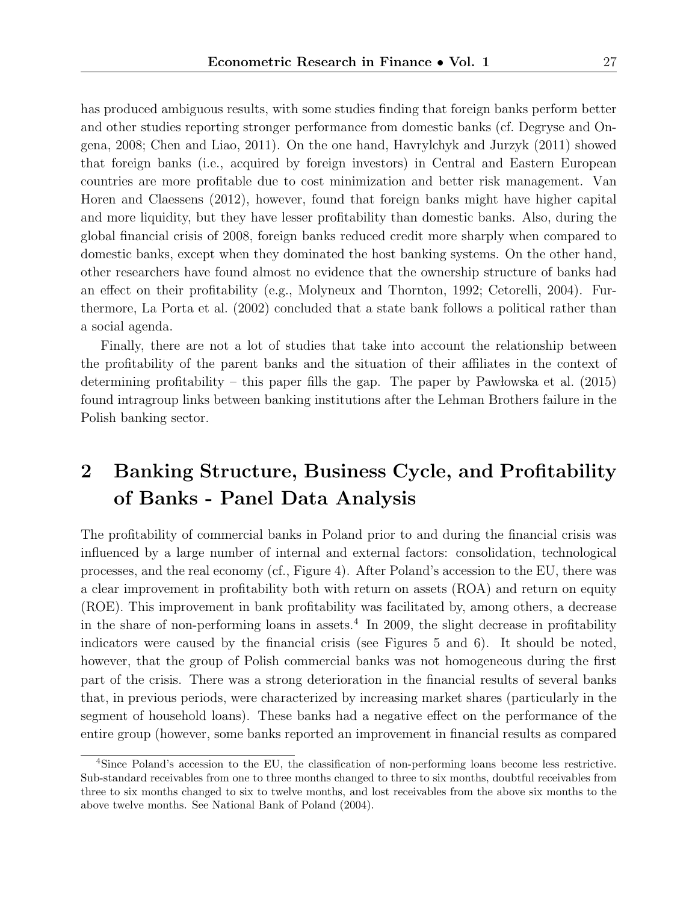has produced ambiguous results, with some studies finding that foreign banks perform better and other studies reporting stronger performance from domestic banks (cf. Degryse and Ongena, 2008; Chen and Liao, 2011). On the one hand, Havrylchyk and Jurzyk (2011) showed that foreign banks (i.e., acquired by foreign investors) in Central and Eastern European countries are more profitable due to cost minimization and better risk management. Van Horen and Claessens (2012), however, found that foreign banks might have higher capital and more liquidity, but they have lesser profitability than domestic banks. Also, during the global financial crisis of 2008, foreign banks reduced credit more sharply when compared to domestic banks, except when they dominated the host banking systems. On the other hand, other researchers have found almost no evidence that the ownership structure of banks had an effect on their profitability (e.g., Molyneux and Thornton, 1992; Cetorelli, 2004). Furthermore, La Porta et al. (2002) concluded that a state bank follows a political rather than a social agenda.

Finally, there are not a lot of studies that take into account the relationship between the profitability of the parent banks and the situation of their affiliates in the context of determining profitability – this paper fills the gap. The paper by Pawłowska et al. (2015) found intragroup links between banking institutions after the Lehman Brothers failure in the Polish banking sector.

# 2 Banking Structure, Business Cycle, and Profitability of Banks - Panel Data Analysis

The profitability of commercial banks in Poland prior to and during the financial crisis was influenced by a large number of internal and external factors: consolidation, technological processes, and the real economy (cf., Figure 4). After Poland's accession to the EU, there was a clear improvement in profitability both with return on assets (ROA) and return on equity (ROE). This improvement in bank profitability was facilitated by, among others, a decrease in the share of non-performing loans in assets.[4] In 2009, the slight decrease in profitability indicators were caused by the financial crisis (see Figures 5 and 6). It should be noted, however, that the group of Polish commercial banks was not homogeneous during the first part of the crisis. There was a strong deterioration in the financial results of several banks that, in previous periods, were characterized by increasing market shares (particularly in the segment of household loans). These banks had a negative effect on the performance of the entire group (however, some banks reported an improvement in financial results as compared

[4]Since Poland's accession to the EU, the classification of non-performing loans become less restrictive. Sub-standard receivables from one to three months changed to three to six months, doubtful receivables from three to six months changed to six to twelve months, and lost receivables from the above six months to the above twelve months. See National Bank of Poland (2004).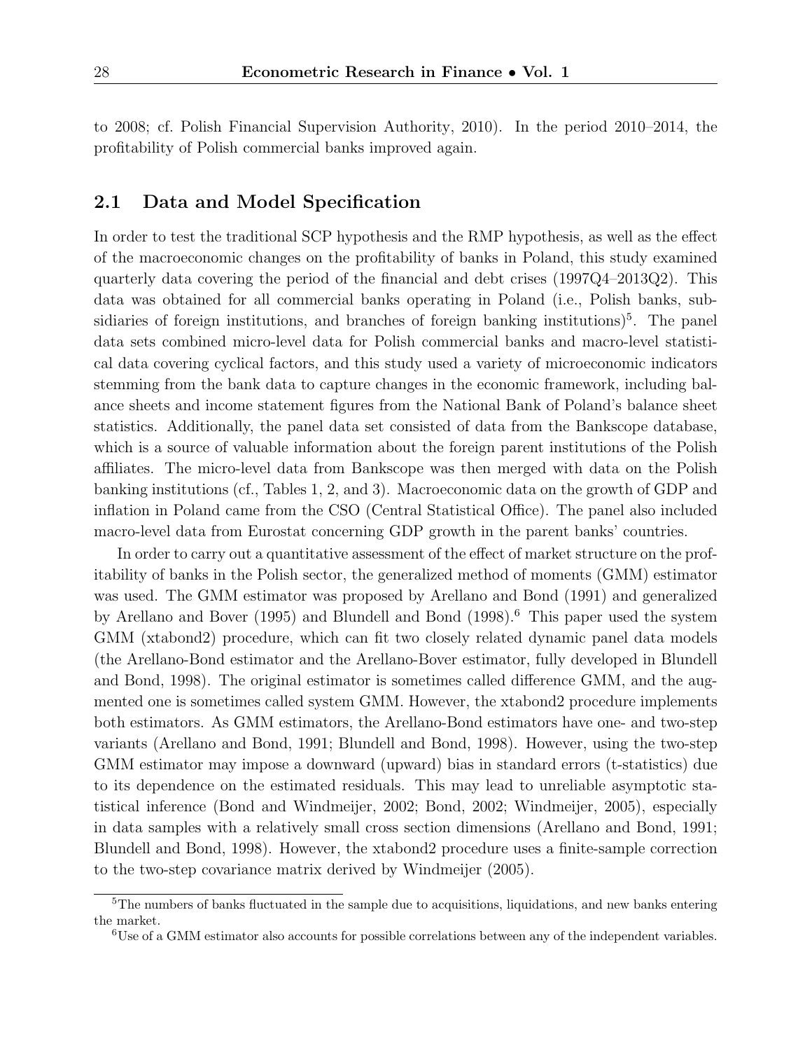to 2008; cf. Polish Financial Supervision Authority, 2010). In the period 2010–2014, the profitability of Polish commercial banks improved again.

## 2.1 Data and Model Specification

In order to test the traditional SCP hypothesis and the RMP hypothesis, as well as the effect of the macroeconomic changes on the profitability of banks in Poland, this study examined quarterly data covering the period of the financial and debt crises (1997Q4–2013Q2). This data was obtained for all commercial banks operating in Poland (i.e., Polish banks, subsidiaries of foreign institutions, and branches of foreign banking institutions)[5]. The panel data sets combined micro-level data for Polish commercial banks and macro-level statistical data covering cyclical factors, and this study used a variety of microeconomic indicators stemming from the bank data to capture changes in the economic framework, including balance sheets and income statement figures from the National Bank of Poland's balance sheet statistics. Additionally, the panel data set consisted of data from the Bankscope database, which is a source of valuable information about the foreign parent institutions of the Polish affiliates. The micro-level data from Bankscope was then merged with data on the Polish banking institutions (cf., Tables 1, 2, and 3). Macroeconomic data on the growth of GDP and inflation in Poland came from the CSO (Central Statistical Office). The panel also included macro-level data from Eurostat concerning GDP growth in the parent banks' countries.

In order to carry out a quantitative assessment of the effect of market structure on the profitability of banks in the Polish sector, the generalized method of moments (GMM) estimator was used. The GMM estimator was proposed by Arellano and Bond (1991) and generalized by Arellano and Bover (1995) and Blundell and Bond (1998).[6] This paper used the system GMM (xtabond2) procedure, which can fit two closely related dynamic panel data models (the Arellano-Bond estimator and the Arellano-Bover estimator, fully developed in Blundell and Bond, 1998). The original estimator is sometimes called difference GMM, and the augmented one is sometimes called system GMM. However, the xtabond2 procedure implements both estimators. As GMM estimators, the Arellano-Bond estimators have one- and two-step variants (Arellano and Bond, 1991; Blundell and Bond, 1998). However, using the two-step GMM estimator may impose a downward (upward) bias in standard errors (t-statistics) due to its dependence on the estimated residuals. This may lead to unreliable asymptotic statistical inference (Bond and Windmeijer, 2002; Bond, 2002; Windmeijer, 2005), especially in data samples with a relatively small cross section dimensions (Arellano and Bond, 1991; Blundell and Bond, 1998). However, the xtabond2 procedure uses a finite-sample correction to the two-step covariance matrix derived by Windmeijer (2005).

[5] The numbers of banks fluctuated in the sample due to acquisitions, liquidations, and new banks entering the market.

[6] Use of a GMM estimator also accounts for possible correlations between any of the independent variables.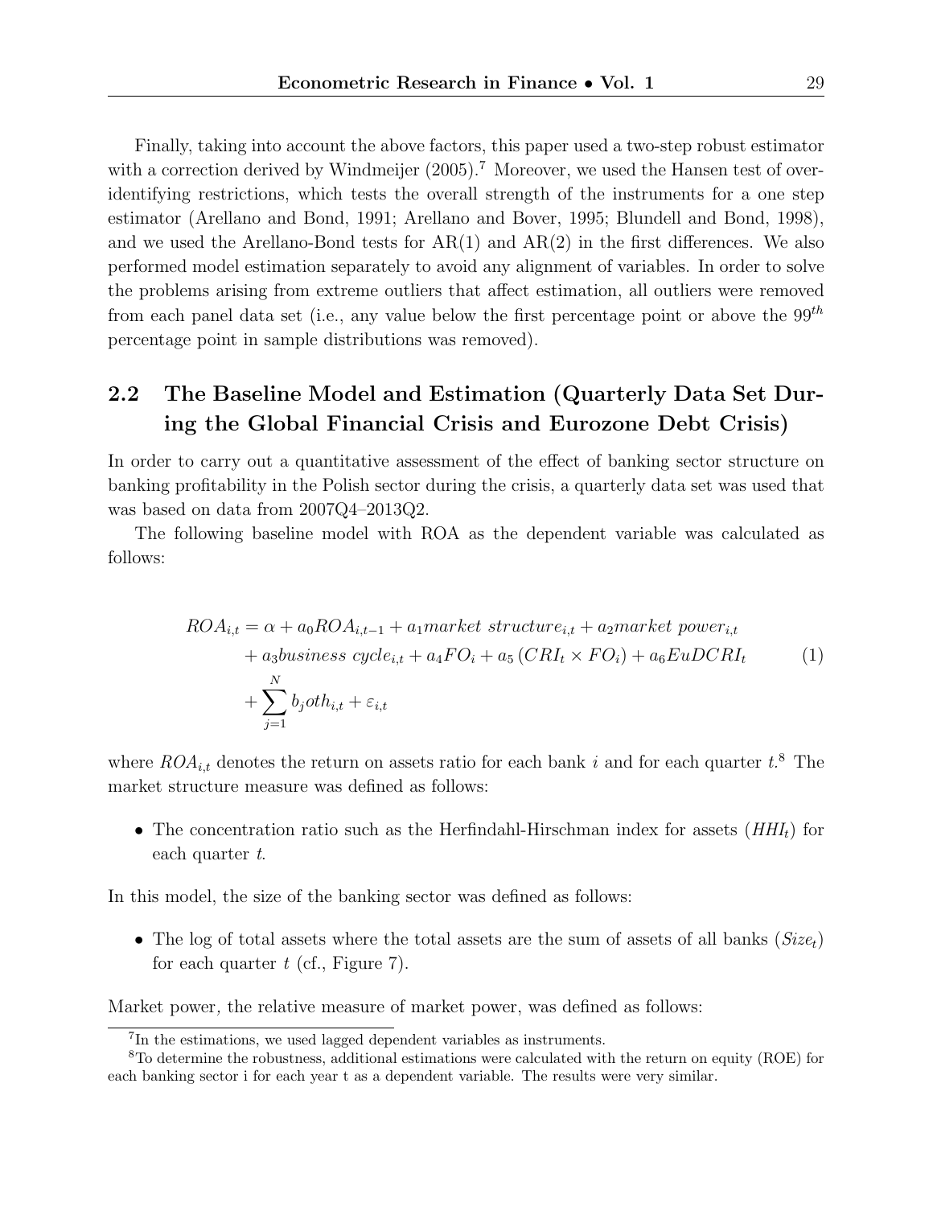Finally, taking into account the above factors, this paper used a two-step robust estimator with a correction derived by Windmeijer (2005).[7] Moreover, we used the Hansen test of over-identifying restrictions, which tests the overall strength of the instruments for a one step estimator (Arellano and Bond, 1991; Arellano and Bover, 1995; Blundell and Bond, 1998), and we used the Arellano-Bond tests for AR(1) and AR(2) in the first differences. We also performed model estimation separately to avoid any alignment of variables. In order to solve the problems arising from extreme outliers that affect estimation, all outliers were removed from each panel data set (i.e., any value below the first percentage point or above the $99^{th}$ percentage point in sample distributions was removed).

## 2.2 The Baseline Model and Estimation (Quarterly Data Set During the Global Financial Crisis and Eurozone Debt Crisis)

In order to carry out a quantitative assessment of the effect of banking sector structure on banking profitability in the Polish sector during the crisis, a quarterly data set was used that was based on data from 2007Q4–2013Q2.

The following baseline model with ROA as the dependent variable was calculated as follows:

$$\begin{aligned} ROA_{i,t} &= \alpha + a_0 ROA_{i,t-1} + a_1 market\ structure_{i,t} + a_2 market\ power_{i,t} \\ &+ a_3 business\ cycle_{i,t} + a_4 FO_i + a_5 \left(CRI_t \times FO_i\right) + a_6 EuDCRI_t \\ &+ \sum_{j=1}^{N} b_j oth_{i,t} + \varepsilon_{i,t} \end{aligned} \tag{1}$$

where $ROA_{i,t}$ denotes the return on assets ratio for each bank $i$ and for each quarter $t$.[8] The market structure measure was defined as follows:

- The concentration ratio such as the Herfindahl-Hirschman index for assets ($HHI_t$) for each quarter $t$.

In this model, the size of the banking sector was defined as follows:

- The log of total assets where the total assets are the sum of assets of all banks ($Size_t$) for each quarter $t$ (cf., Figure 7).

Market power, the relative measure of market power, was defined as follows:

[7] In the estimations, we used lagged dependent variables as instruments.

[8] To determine the robustness, additional estimations were calculated with the return on equity (ROE) for each banking sector i for each year t as a dependent variable. The results were very similar.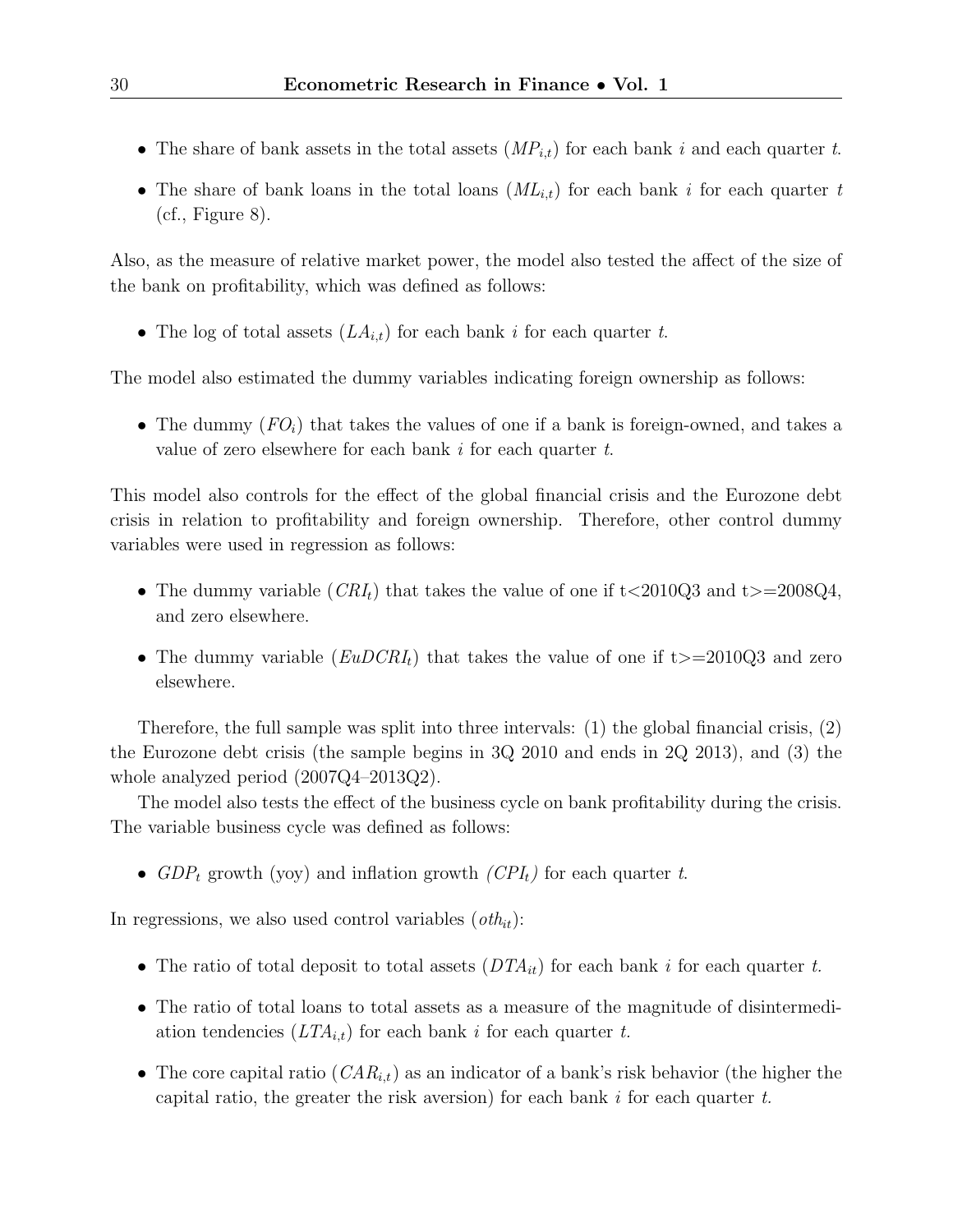- The share of bank assets in the total assets ($MP_{i,t}$) for each bank $i$ and each quarter $t$.
- The share of bank loans in the total loans ($ML_{i,t}$) for each bank $i$ for each quarter $t$ (cf., Figure 8).

Also, as the measure of relative market power, the model also tested the affect of the size of the bank on profitability, which was defined as follows:

- The log of total assets ($LA_{i,t}$) for each bank $i$ for each quarter $t$.

The model also estimated the dummy variables indicating foreign ownership as follows:

- The dummy ($FO_i$) that takes the values of one if a bank is foreign-owned, and takes a value of zero elsewhere for each bank $i$ for each quarter $t$.

This model also controls for the effect of the global financial crisis and the Eurozone debt crisis in relation to profitability and foreign ownership. Therefore, other control dummy variables were used in regression as follows:

- The dummy variable ($CRI_t$) that takes the value of one if t<2010Q3 and t>=2008Q4, and zero elsewhere.
- The dummy variable ($EuDCRI_t$) that takes the value of one if t>=2010Q3 and zero elsewhere.

Therefore, the full sample was split into three intervals: (1) the global financial crisis, (2) the Eurozone debt crisis (the sample begins in 3Q 2010 and ends in 2Q 2013), and (3) the whole analyzed period (2007Q4–2013Q2).

The model also tests the effect of the business cycle on bank profitability during the crisis. The variable business cycle was defined as follows:

- $GDP_t$ growth (yoy) and inflation growth *($CPI_t$)* for each quarter $t$.

In regressions, we also used control variables ($oth_{it}$):

- The ratio of total deposit to total assets ($DTA_{it}$) for each bank $i$ for each quarter $t$.
- The ratio of total loans to total assets as a measure of the magnitude of disintermediation tendencies ($LTA_{i,t}$) for each bank $i$ for each quarter $t$.
- The core capital ratio ($CAR_{i,t}$) as an indicator of a bank's risk behavior (the higher the capital ratio, the greater the risk aversion) for each bank $i$ for each quarter $t$.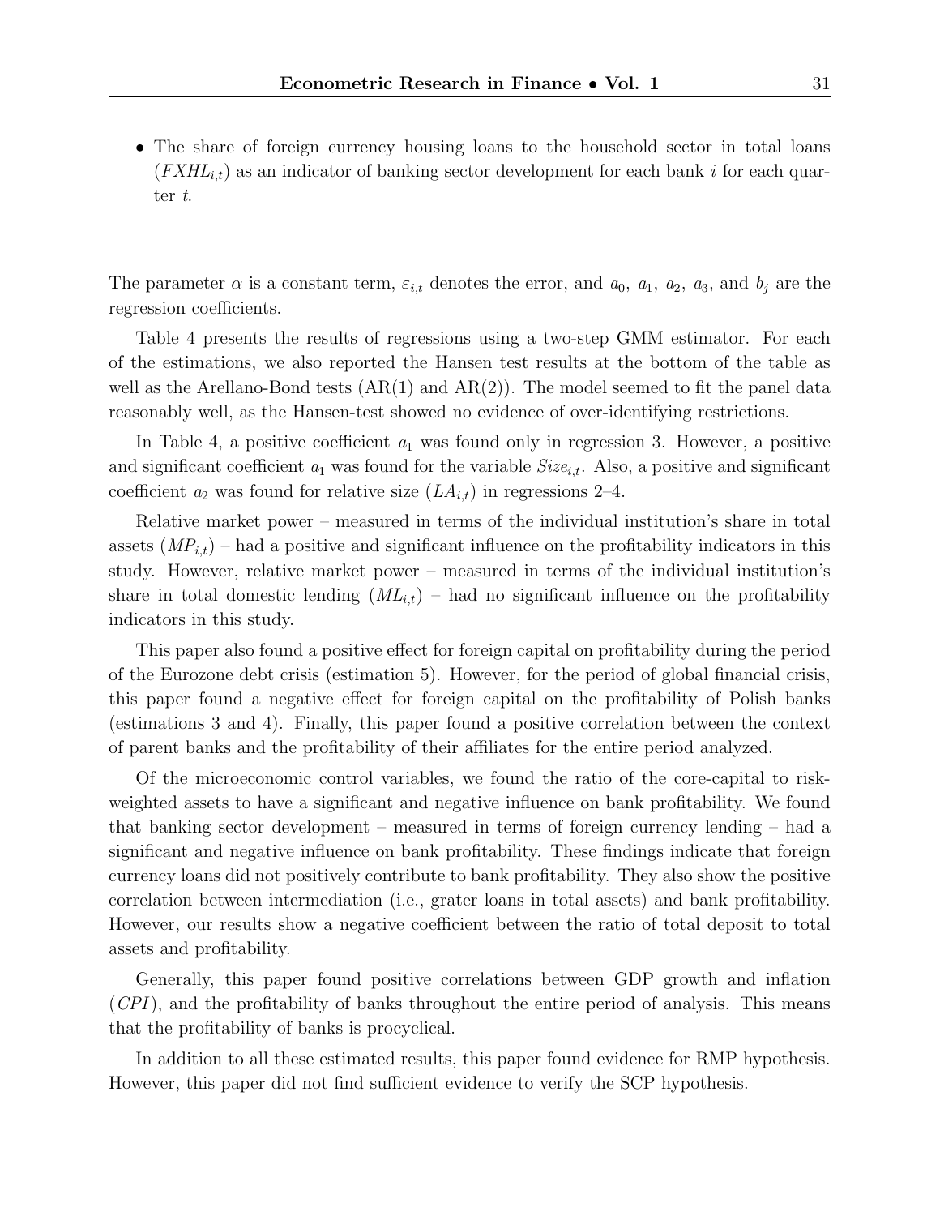- The share of foreign currency housing loans to the household sector in total loans ($FXHL_{i,t}$) as an indicator of banking sector development for each bank $i$ for each quarter $t$.

The parameter $\alpha$ is a constant term, $\varepsilon_{i,t}$ denotes the error, and $a_0$, $a_1$, $a_2$, $a_3$, and $b_j$ are the regression coefficients.

Table 4 presents the results of regressions using a two-step GMM estimator. For each of the estimations, we also reported the Hansen test results at the bottom of the table as well as the Arellano-Bond tests (AR(1) and AR(2)). The model seemed to fit the panel data reasonably well, as the Hansen-test showed no evidence of over-identifying restrictions.

In Table 4, a positive coefficient $a_1$ was found only in regression 3. However, a positive and significant coefficient $a_1$ was found for the variable $Size_{i,t}$. Also, a positive and significant coefficient $a_2$ was found for relative size ($LA_{i,t}$) in regressions 2–4.

Relative market power – measured in terms of the individual institution's share in total assets ($MP_{i,t}$) – had a positive and significant influence on the profitability indicators in this study. However, relative market power – measured in terms of the individual institution's share in total domestic lending ($ML_{i,t}$) – had no significant influence on the profitability indicators in this study.

This paper also found a positive effect for foreign capital on profitability during the period of the Eurozone debt crisis (estimation 5). However, for the period of global financial crisis, this paper found a negative effect for foreign capital on the profitability of Polish banks (estimations 3 and 4). Finally, this paper found a positive correlation between the context of parent banks and the profitability of their affiliates for the entire period analyzed.

Of the microeconomic control variables, we found the ratio of the core-capital to risk-weighted assets to have a significant and negative influence on bank profitability. We found that banking sector development – measured in terms of foreign currency lending – had a significant and negative influence on bank profitability. These findings indicate that foreign currency loans did not positively contribute to bank profitability. They also show the positive correlation between intermediation (i.e., grater loans in total assets) and bank profitability. However, our results show a negative coefficient between the ratio of total deposit to total assets and profitability.

Generally, this paper found positive correlations between GDP growth and inflation ($CPI$), and the profitability of banks throughout the entire period of analysis. This means that the profitability of banks is procyclical.

In addition to all these estimated results, this paper found evidence for RMP hypothesis. However, this paper did not find sufficient evidence to verify the SCP hypothesis.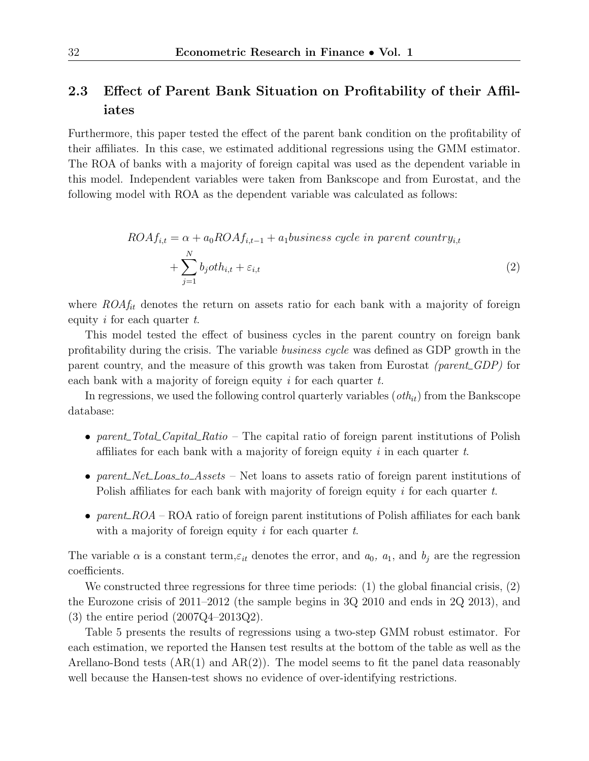## 2.3 Effect of Parent Bank Situation on Profitability of their Affiliates

Furthermore, this paper tested the effect of the parent bank condition on the profitability of their affiliates. In this case, we estimated additional regressions using the GMM estimator. The ROA of banks with a majority of foreign capital was used as the dependent variable in this model. Independent variables were taken from Bankscope and from Eurostat, and the following model with ROA as the dependent variable was calculated as follows:

$$
\begin{aligned}
ROAf_{i,t} = \alpha + a_0 ROAf_{i,t-1} + a_1 \textit{business cycle in parent country}_{i,t} \\
+ \sum_{j=1}^{N} b_j oth_{i,t} + \varepsilon_{i,t}
\end{aligned}
\tag{2}
$$

where $ROAf_{it}$ denotes the return on assets ratio for each bank with a majority of foreign equity $i$ for each quarter $t$.

This model tested the effect of business cycles in the parent country on foreign bank profitability during the crisis. The variable *business cycle* was defined as GDP growth in the parent country, and the measure of this growth was taken from Eurostat *(parent_GDP)* for each bank with a majority of foreign equity $i$ for each quarter $t$.

In regressions, we used the following control quarterly variables ($oth_{it}$) from the Bankscope database:

- *parent_Total_Capital_Ratio* – The capital ratio of foreign parent institutions of Polish affiliates for each bank with a majority of foreign equity $i$ in each quarter $t$.
- *parent_Net_Loas_to_Assets* – Net loans to assets ratio of foreign parent institutions of Polish affiliates for each bank with majority of foreign equity $i$ for each quarter $t$.
- *parent_ROA* – ROA ratio of foreign parent institutions of Polish affiliates for each bank with a majority of foreign equity $i$ for each quarter $t$.

The variable $\alpha$ is a constant term,$\varepsilon_{it}$ denotes the error, and $a_0$, $a_1$, and $b_j$ are the regression coefficients.

We constructed three regressions for three time periods: (1) the global financial crisis, (2) the Eurozone crisis of 2011–2012 (the sample begins in 3Q 2010 and ends in 2Q 2013), and (3) the entire period (2007Q4–2013Q2).

Table 5 presents the results of regressions using a two-step GMM robust estimator. For each estimation, we reported the Hansen test results at the bottom of the table as well as the Arellano-Bond tests (AR(1) and AR(2)). The model seems to fit the panel data reasonably well because the Hansen-test shows no evidence of over-identifying restrictions.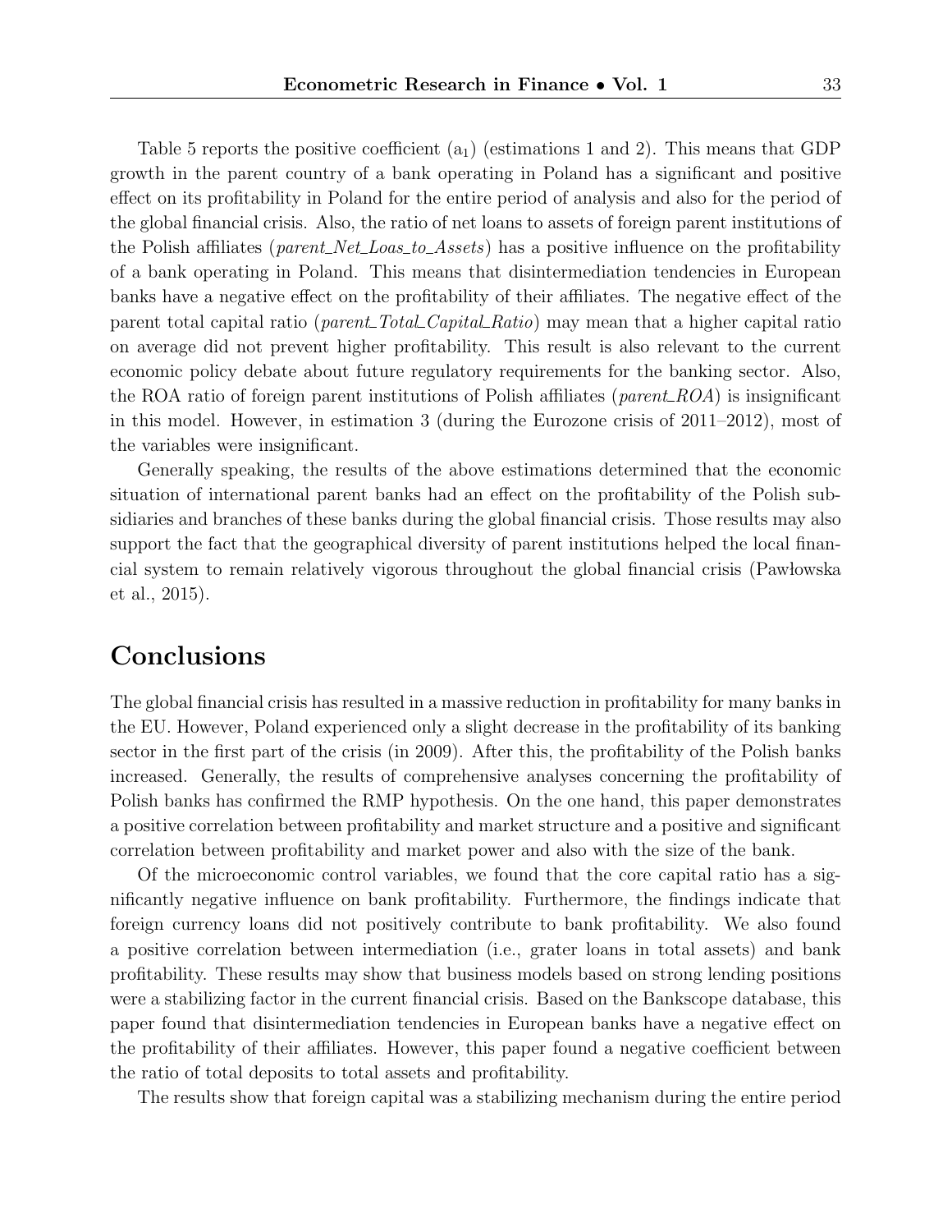Table 5 reports the positive coefficient ($a_1$) (estimations 1 and 2). This means that GDP growth in the parent country of a bank operating in Poland has a significant and positive effect on its profitability in Poland for the entire period of analysis and also for the period of the global financial crisis. Also, the ratio of net loans to assets of foreign parent institutions of the Polish affiliates (*parent_Net_Loas_to_Assets*) has a positive influence on the profitability of a bank operating in Poland. This means that disintermediation tendencies in European banks have a negative effect on the profitability of their affiliates. The negative effect of the parent total capital ratio (*parent_Total_Capital_Ratio*) may mean that a higher capital ratio on average did not prevent higher profitability. This result is also relevant to the current economic policy debate about future regulatory requirements for the banking sector. Also, the ROA ratio of foreign parent institutions of Polish affiliates (*parent_ROA*) is insignificant in this model. However, in estimation 3 (during the Eurozone crisis of 2011–2012), most of the variables were insignificant.

Generally speaking, the results of the above estimations determined that the economic situation of international parent banks had an effect on the profitability of the Polish subsidiaries and branches of these banks during the global financial crisis. Those results may also support the fact that the geographical diversity of parent institutions helped the local financial system to remain relatively vigorous throughout the global financial crisis (Pawłowska et al., 2015).

## Conclusions

The global financial crisis has resulted in a massive reduction in profitability for many banks in the EU. However, Poland experienced only a slight decrease in the profitability of its banking sector in the first part of the crisis (in 2009). After this, the profitability of the Polish banks increased. Generally, the results of comprehensive analyses concerning the profitability of Polish banks has confirmed the RMP hypothesis. On the one hand, this paper demonstrates a positive correlation between profitability and market structure and a positive and significant correlation between profitability and market power and also with the size of the bank.

Of the microeconomic control variables, we found that the core capital ratio has a significantly negative influence on bank profitability. Furthermore, the findings indicate that foreign currency loans did not positively contribute to bank profitability. We also found a positive correlation between intermediation (i.e., grater loans in total assets) and bank profitability. These results may show that business models based on strong lending positions were a stabilizing factor in the current financial crisis. Based on the Bankscope database, this paper found that disintermediation tendencies in European banks have a negative effect on the profitability of their affiliates. However, this paper found a negative coefficient between the ratio of total deposits to total assets and profitability.

The results show that foreign capital was a stabilizing mechanism during the entire period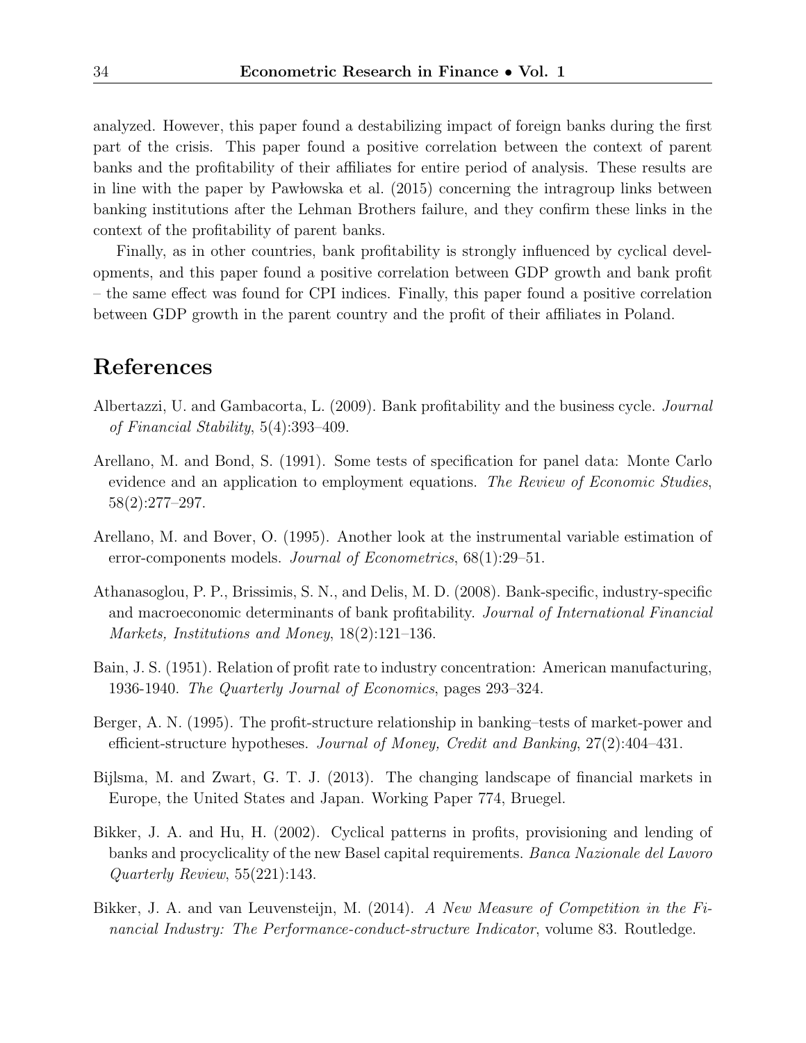analyzed. However, this paper found a destabilizing impact of foreign banks during the first part of the crisis. This paper found a positive correlation between the context of parent banks and the profitability of their affiliates for entire period of analysis. These results are in line with the paper by Pawłowska et al. (2015) concerning the intragroup links between banking institutions after the Lehman Brothers failure, and they confirm these links in the context of the profitability of parent banks.

Finally, as in other countries, bank profitability is strongly influenced by cyclical developments, and this paper found a positive correlation between GDP growth and bank profit – the same effect was found for CPI indices. Finally, this paper found a positive correlation between GDP growth in the parent country and the profit of their affiliates in Poland.

# References

Albertazzi, U. and Gambacorta, L. (2009). Bank profitability and the business cycle. *Journal of Financial Stability*, 5(4):393–409.

Arellano, M. and Bond, S. (1991). Some tests of specification for panel data: Monte Carlo evidence and an application to employment equations. *The Review of Economic Studies*, 58(2):277–297.

Arellano, M. and Bover, O. (1995). Another look at the instrumental variable estimation of error-components models. *Journal of Econometrics*, 68(1):29–51.

Athanasoglou, P. P., Brissimis, S. N., and Delis, M. D. (2008). Bank-specific, industry-specific and macroeconomic determinants of bank profitability. *Journal of International Financial Markets, Institutions and Money*, 18(2):121–136.

Bain, J. S. (1951). Relation of profit rate to industry concentration: American manufacturing, 1936-1940. *The Quarterly Journal of Economics*, pages 293–324.

Berger, A. N. (1995). The profit-structure relationship in banking–tests of market-power and efficient-structure hypotheses. *Journal of Money, Credit and Banking*, 27(2):404–431.

Bijlsma, M. and Zwart, G. T. J. (2013). The changing landscape of financial markets in Europe, the United States and Japan. Working Paper 774, Bruegel.

Bikker, J. A. and Hu, H. (2002). Cyclical patterns in profits, provisioning and lending of banks and procyclicality of the new Basel capital requirements. *Banca Nazionale del Lavoro Quarterly Review*, 55(221):143.

Bikker, J. A. and van Leuvensteijn, M. (2014). *A New Measure of Competition in the Financial Industry: The Performance-conduct-structure Indicator*, volume 83. Routledge.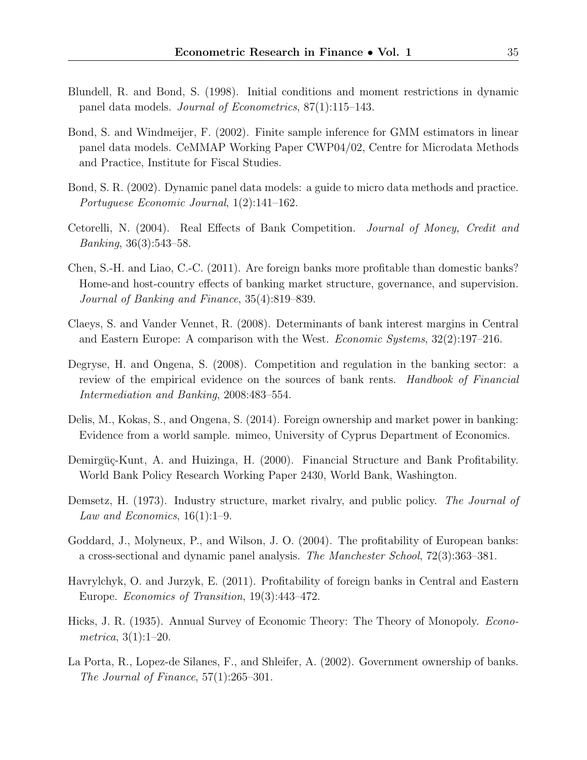Blundell, R. and Bond, S. (1998). Initial conditions and moment restrictions in dynamic panel data models. *Journal of Econometrics*, 87(1):115–143.

Bond, S. and Windmeijer, F. (2002). Finite sample inference for GMM estimators in linear panel data models. CeMMAP Working Paper CWP04/02, Centre for Microdata Methods and Practice, Institute for Fiscal Studies.

Bond, S. R. (2002). Dynamic panel data models: a guide to micro data methods and practice. *Portuguese Economic Journal*, 1(2):141–162.

Cetorelli, N. (2004). Real Effects of Bank Competition. *Journal of Money, Credit and Banking*, 36(3):543–58.

Chen, S.-H. and Liao, C.-C. (2011). Are foreign banks more profitable than domestic banks? Home-and host-country effects of banking market structure, governance, and supervision. *Journal of Banking and Finance*, 35(4):819–839.

Claeys, S. and Vander Vennet, R. (2008). Determinants of bank interest margins in Central and Eastern Europe: A comparison with the West. *Economic Systems*, 32(2):197–216.

Degryse, H. and Ongena, S. (2008). Competition and regulation in the banking sector: a review of the empirical evidence on the sources of bank rents. *Handbook of Financial Intermediation and Banking*, 2008:483–554.

Delis, M., Kokas, S., and Ongena, S. (2014). Foreign ownership and market power in banking: Evidence from a world sample. mimeo, University of Cyprus Department of Economics.

Demirgüç-Kunt, A. and Huizinga, H. (2000). Financial Structure and Bank Profitability. World Bank Policy Research Working Paper 2430, World Bank, Washington.

Demsetz, H. (1973). Industry structure, market rivalry, and public policy. *The Journal of Law and Economics*, 16(1):1–9.

Goddard, J., Molyneux, P., and Wilson, J. O. (2004). The profitability of European banks: a cross-sectional and dynamic panel analysis. *The Manchester School*, 72(3):363–381.

Havrylchyk, O. and Jurzyk, E. (2011). Profitability of foreign banks in Central and Eastern Europe. *Economics of Transition*, 19(3):443–472.

Hicks, J. R. (1935). Annual Survey of Economic Theory: The Theory of Monopoly. *Econometrica*, 3(1):1–20.

La Porta, R., Lopez-de Silanes, F., and Shleifer, A. (2002). Government ownership of banks. *The Journal of Finance*, 57(1):265–301.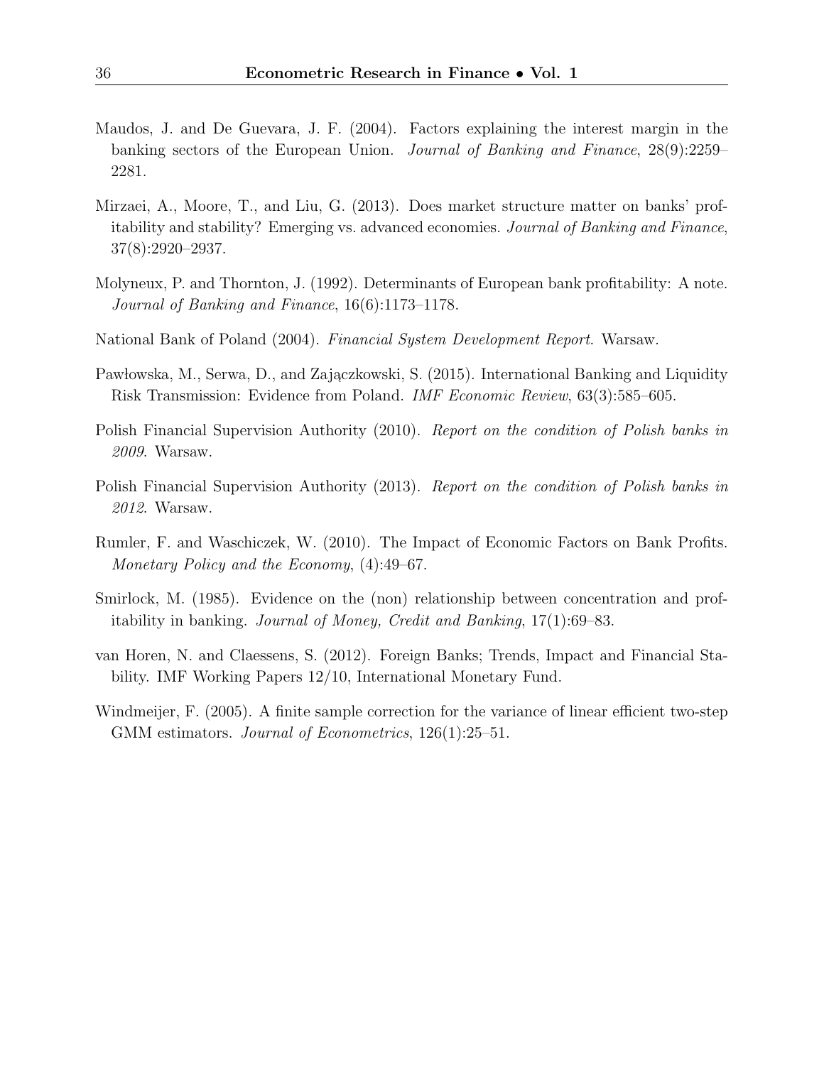Maudos, J. and De Guevara, J. F. (2004). Factors explaining the interest margin in the banking sectors of the European Union. *Journal of Banking and Finance*, 28(9):2259–2281.

Mirzaei, A., Moore, T., and Liu, G. (2013). Does market structure matter on banks' profitability and stability? Emerging vs. advanced economies. *Journal of Banking and Finance*, 37(8):2920–2937.

Molyneux, P. and Thornton, J. (1992). Determinants of European bank profitability: A note. *Journal of Banking and Finance*, 16(6):1173–1178.

National Bank of Poland (2004). *Financial System Development Report*. Warsaw.

Pawłowska, M., Serwa, D., and Zajączkowski, S. (2015). International Banking and Liquidity Risk Transmission: Evidence from Poland. *IMF Economic Review*, 63(3):585–605.

Polish Financial Supervision Authority (2010). *Report on the condition of Polish banks in 2009*. Warsaw.

Polish Financial Supervision Authority (2013). *Report on the condition of Polish banks in 2012*. Warsaw.

Rumler, F. and Waschiczek, W. (2010). The Impact of Economic Factors on Bank Profits. *Monetary Policy and the Economy*, (4):49–67.

Smirlock, M. (1985). Evidence on the (non) relationship between concentration and profitability in banking. *Journal of Money, Credit and Banking*, 17(1):69–83.

van Horen, N. and Claessens, S. (2012). Foreign Banks; Trends, Impact and Financial Stability. IMF Working Papers 12/10, International Monetary Fund.

Windmeijer, F. (2005). A finite sample correction for the variance of linear efficient two-step GMM estimators. *Journal of Econometrics*, 126(1):25–51.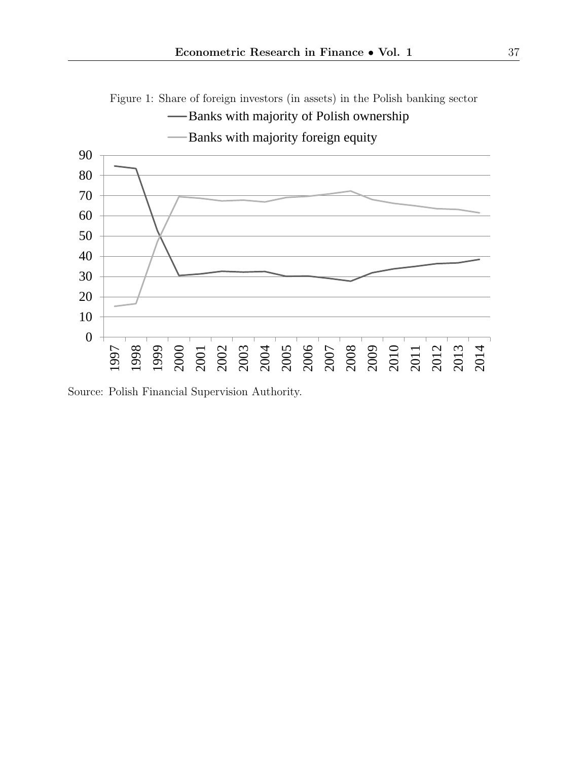Figure 1: Share of foreign investors (in assets) in the Polish banking sector

Source: Polish Financial Supervision Authority.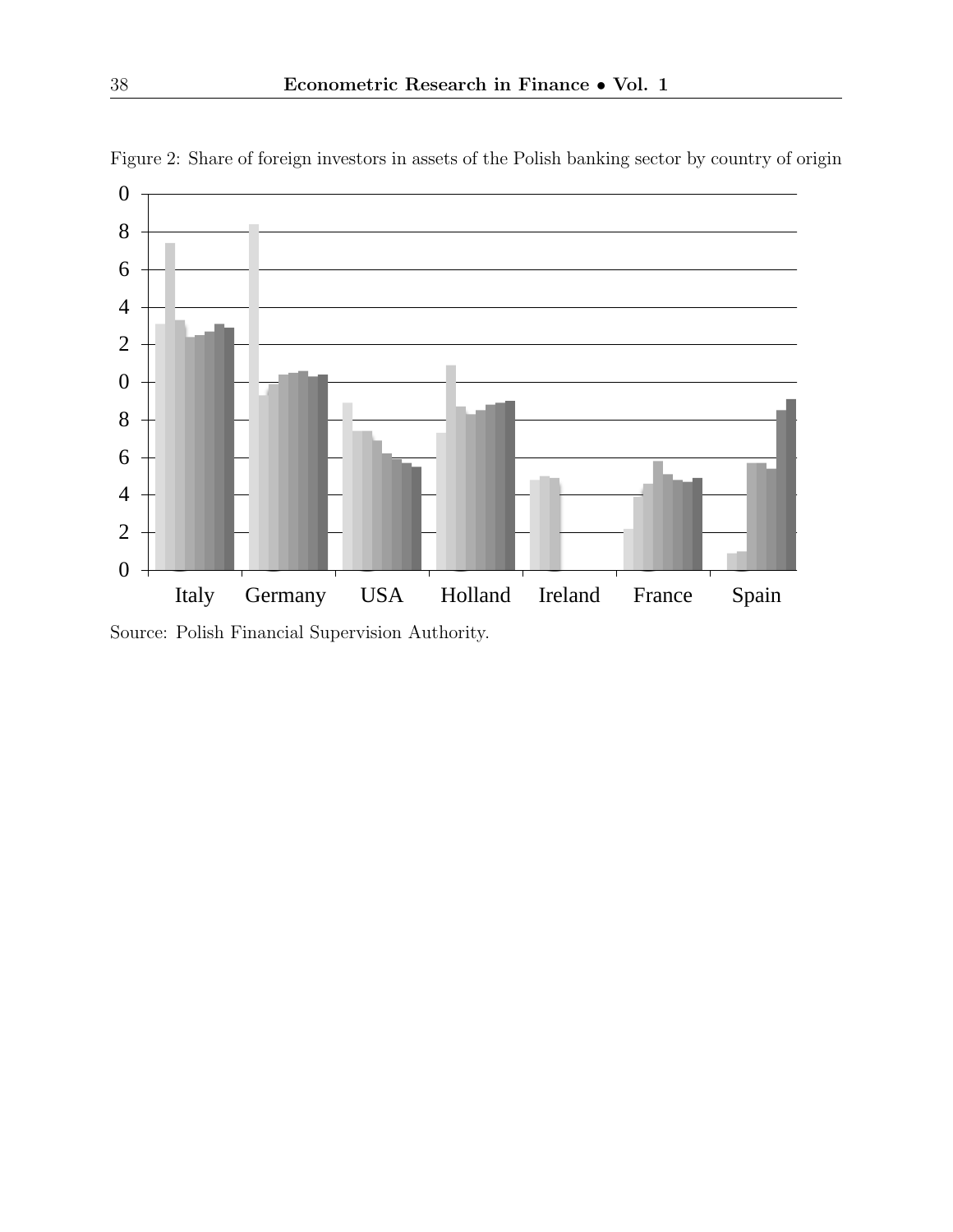Figure 2: Share of foreign investors in assets of the Polish banking sector by country of origin

Source: Polish Financial Supervision Authority.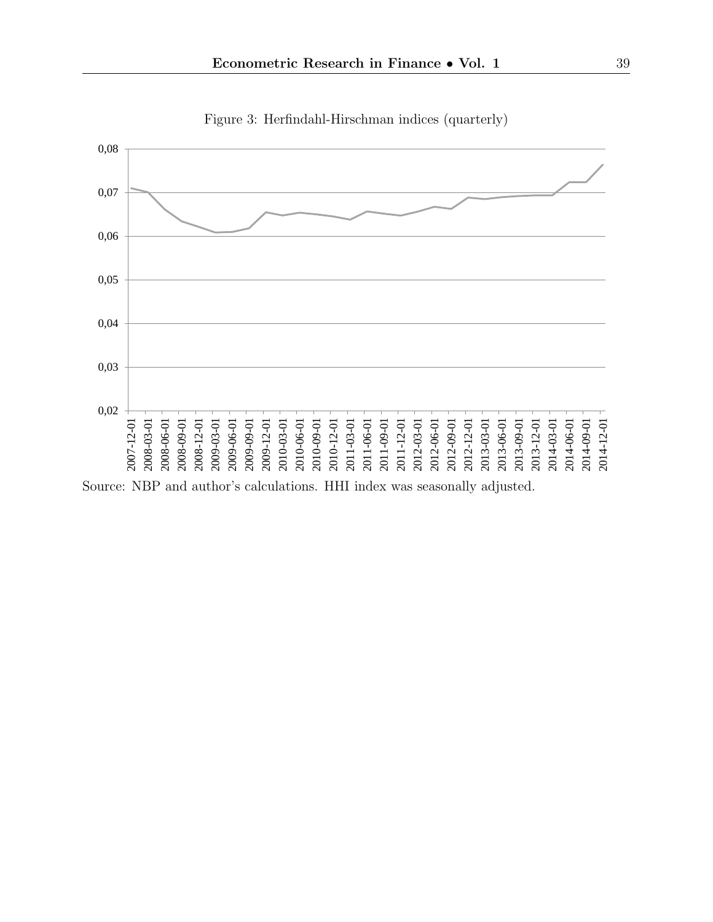Figure 3: Herfindahl-Hirschman indices (quarterly)

Source: NBP and author's calculations. HHI index was seasonally adjusted.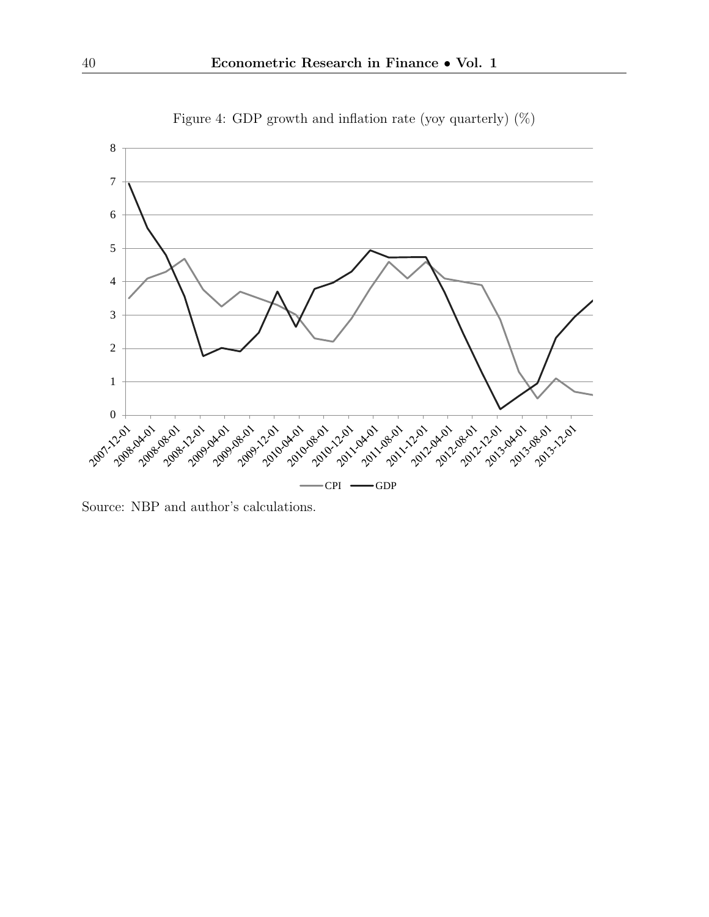Figure 4: GDP growth and inflation rate (yoy quarterly) (%)

Source: NBP and author's calculations.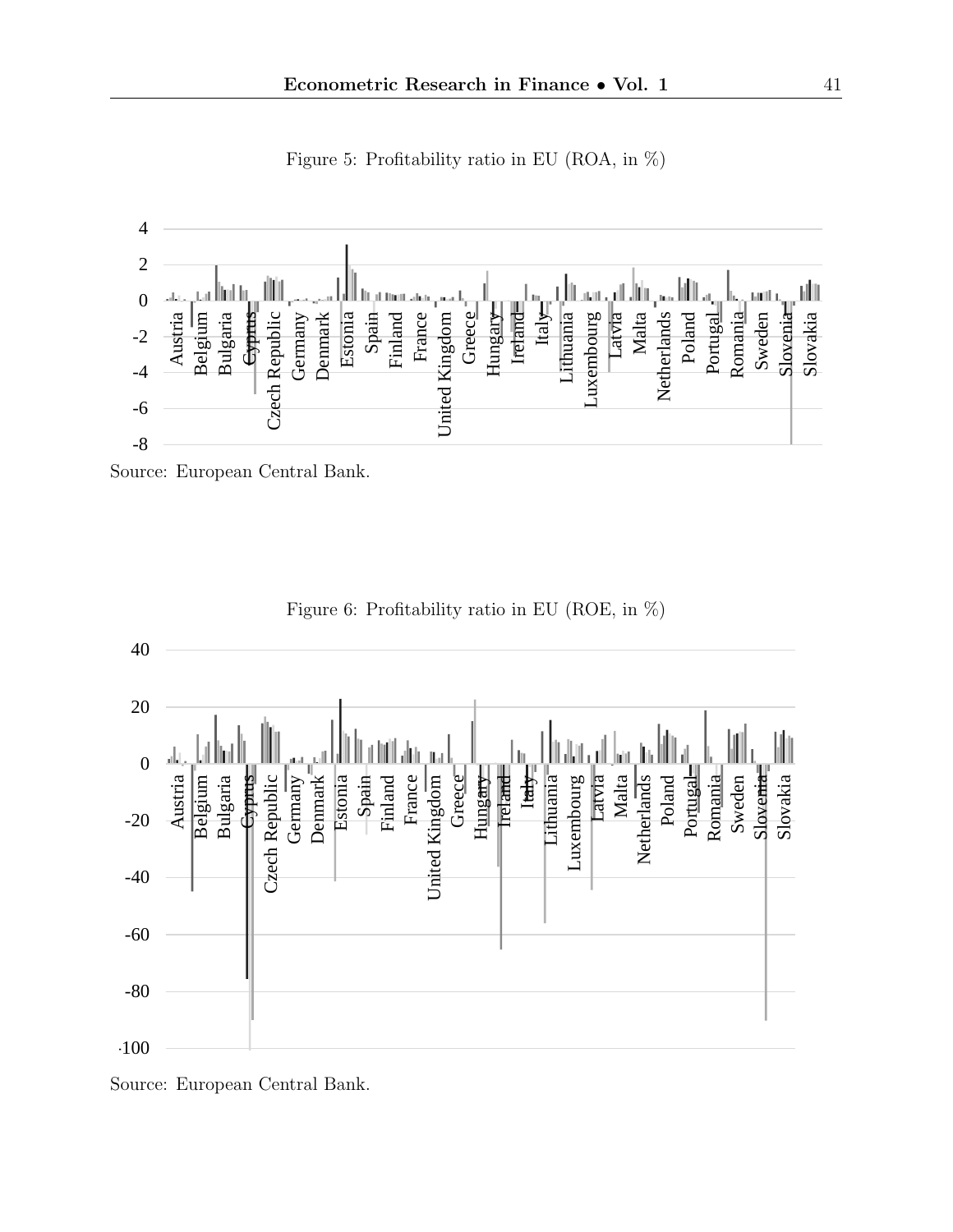Figure 5: Profitability ratio in EU (ROA, in %)

Source: European Central Bank.

Figure 6: Profitability ratio in EU (ROE, in %)

Source: European Central Bank.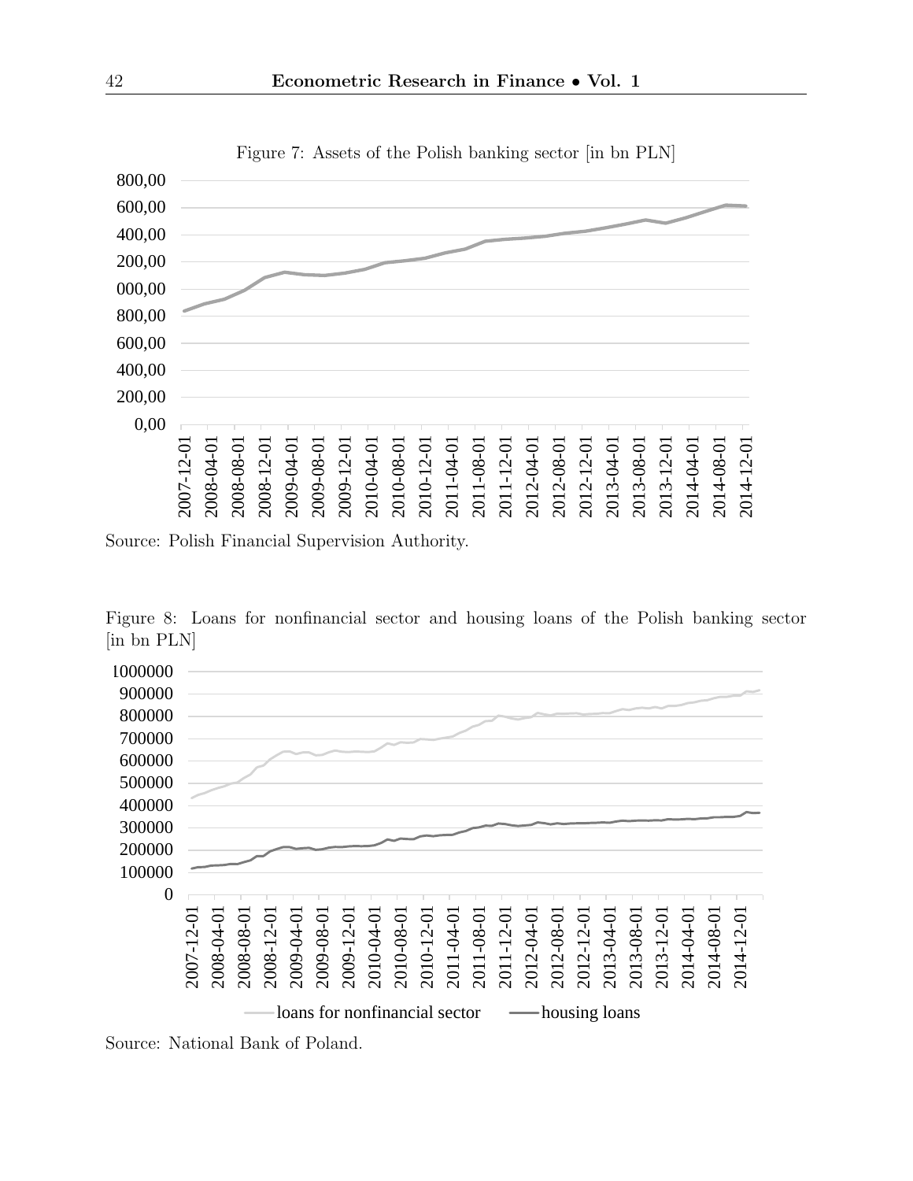Figure 7: Assets of the Polish banking sector [in bn PLN]

Source: Polish Financial Supervision Authority.

Figure 8: Loans for nonfinancial sector and housing loans of the Polish banking sector [in bn PLN]

Source: National Bank of Poland.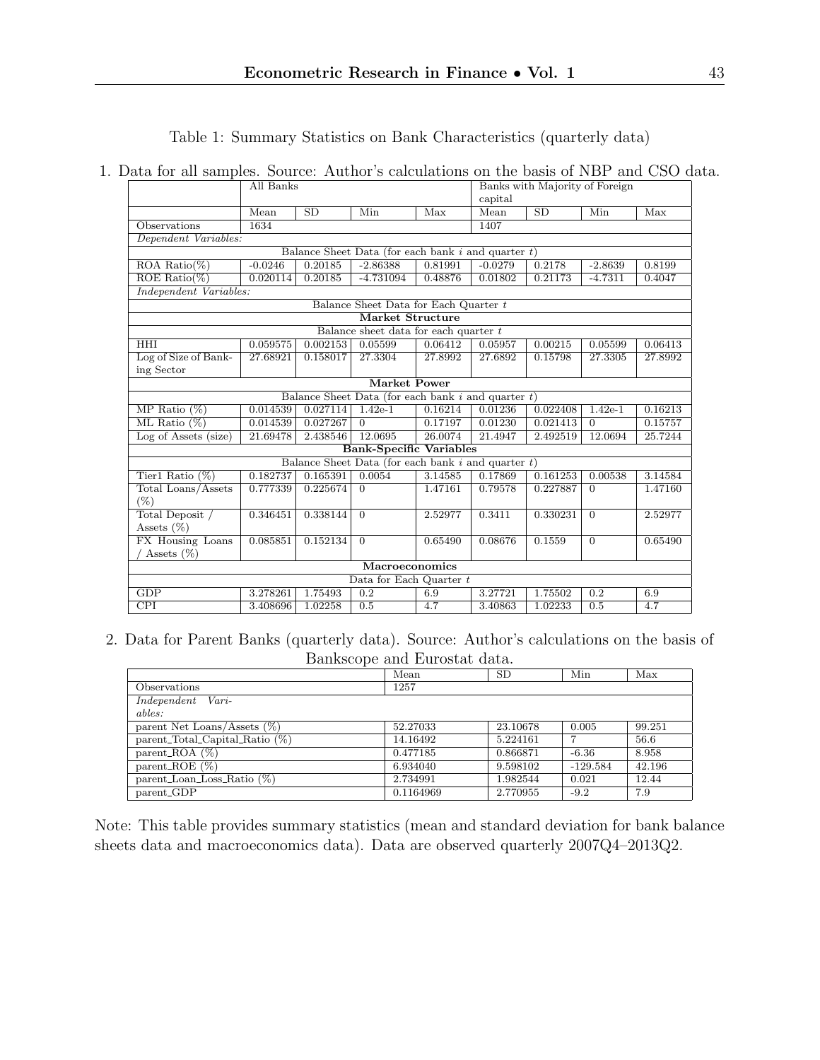Table 1: Summary Statistics on Bank Characteristics (quarterly data)

1. Data for all samples. Source: Author's calculations on the basis of NBP and CSO data.

| | All Banks | | | | Banks with Majority of Foreign capital | | | |
|---|---|---|---|---|---|---|---|---|
| | Mean | SD | Min | Max | Mean | SD | Min | Max |
| Observations | 1634 | | | | 1407 | | | |
| *Dependent Variables:* | | | | | | | | |
| Balance Sheet Data (for each bank $i$ and quarter $t$) | | | | | | | | |
| ROA Ratio(%) | -0.0246 | 0.20185 | -2.86388 | 0.81991 | -0.0279 | 0.2178 | -2.8639 | 0.8199 |
| ROE Ratio(%) | 0.020114 | 0.20185 | -4.731094 | 0.48876 | 0.01802 | 0.21173 | -4.7311 | 0.4047 |
| *Independent Variables:* | | | | | | | | |
| Balance Sheet Data for Each Quarter $t$ | | | | | | | | |
| **Market Structure** | | | | | | | | |
| Balance sheet data for each quarter $t$ | | | | | | | | |
| HHI | 0.059575 | 0.002153 | 0.05599 | 0.06412 | 0.05957 | 0.00215 | 0.05599 | 0.06413 |
| Log of Size of Banking Sector | 27.68921 | 0.158017 | 27.3304 | 27.8992 | 27.6892 | 0.15798 | 27.3305 | 27.8992 |
| **Market Power** | | | | | | | | |
| Balance Sheet Data (for each bank $i$ and quarter $t$) | | | | | | | | |
| MP Ratio (%) | 0.014539 | 0.027114 | 1.42e-1 | 0.16214 | 0.01236 | 0.022408 | 1.42e-1 | 0.16213 |
| ML Ratio (%) | 0.014539 | 0.027267 | 0 | 0.17197 | 0.01230 | 0.021413 | 0 | 0.15757 |
| Log of Assets (size) | 21.69478 | 2.438546 | 12.0695 | 26.0074 | 21.4947 | 2.492519 | 12.0694 | 25.7244 |
| **Bank-Specific Variables** | | | | | | | | |
| Balance Sheet Data (for each bank $i$ and quarter $t$) | | | | | | | | |
| Tier1 Ratio (%) | 0.182737 | 0.165391 | 0.0054 | 3.14585 | 0.17869 | 0.161253 | 0.00538 | 3.14584 |
| Total Loans/Assets (%) | 0.777339 | 0.225674 | 0 | 1.47161 | 0.79578 | 0.227887 | 0 | 1.47160 |
| Total Deposit / Assets (%) | 0.346451 | 0.338144 | 0 | 2.52977 | 0.3411 | 0.330231 | 0 | 2.52977 |
| FX Housing Loans / Assets (%) | 0.085851 | 0.152134 | 0 | 0.65490 | 0.08676 | 0.1559 | 0 | 0.65490 |
| **Macroeconomics** | | | | | | | | |
| Data for Each Quarter $t$ | | | | | | | | |
| GDP | 3.278261 | 1.75493 | 0.2 | 6.9 | 3.27721 | 1.75502 | 0.2 | 6.9 |
| CPI | 3.408696 | 1.02258 | 0.5 | 4.7 | 3.40863 | 1.02233 | 0.5 | 4.7 |

2. Data for Parent Banks (quarterly data). Source: Author's calculations on the basis of Bankscope and Eurostat data.

| | Mean | SD | Min | Max |
|---|---|---|---|---|
| Observations | 1257 | | | |
| *Independent Variables:* | | | | |
| parent Net Loans/Assets (%) | 52.27033 | 23.10678 | 0.005 | 99.251 |
| parent_Total_Capital_Ratio (%) | 14.16492 | 5.224161 | 7 | 56.6 |
| parent_ROA (%) | 0.477185 | 0.866871 | -6.36 | 8.958 |
| parent_ROE (%) | 6.934040 | 9.598102 | -129.584 | 42.196 |
| parent_Loan_Loss_Ratio (%) | 2.734991 | 1.982544 | 0.021 | 12.44 |
| parent_GDP | 0.1164969 | 2.770955 | -9.2 | 7.9 |

Note: This table provides summary statistics (mean and standard deviation for bank balance sheets data and macroeconomics data). Data are observed quarterly 2007Q4–2013Q2.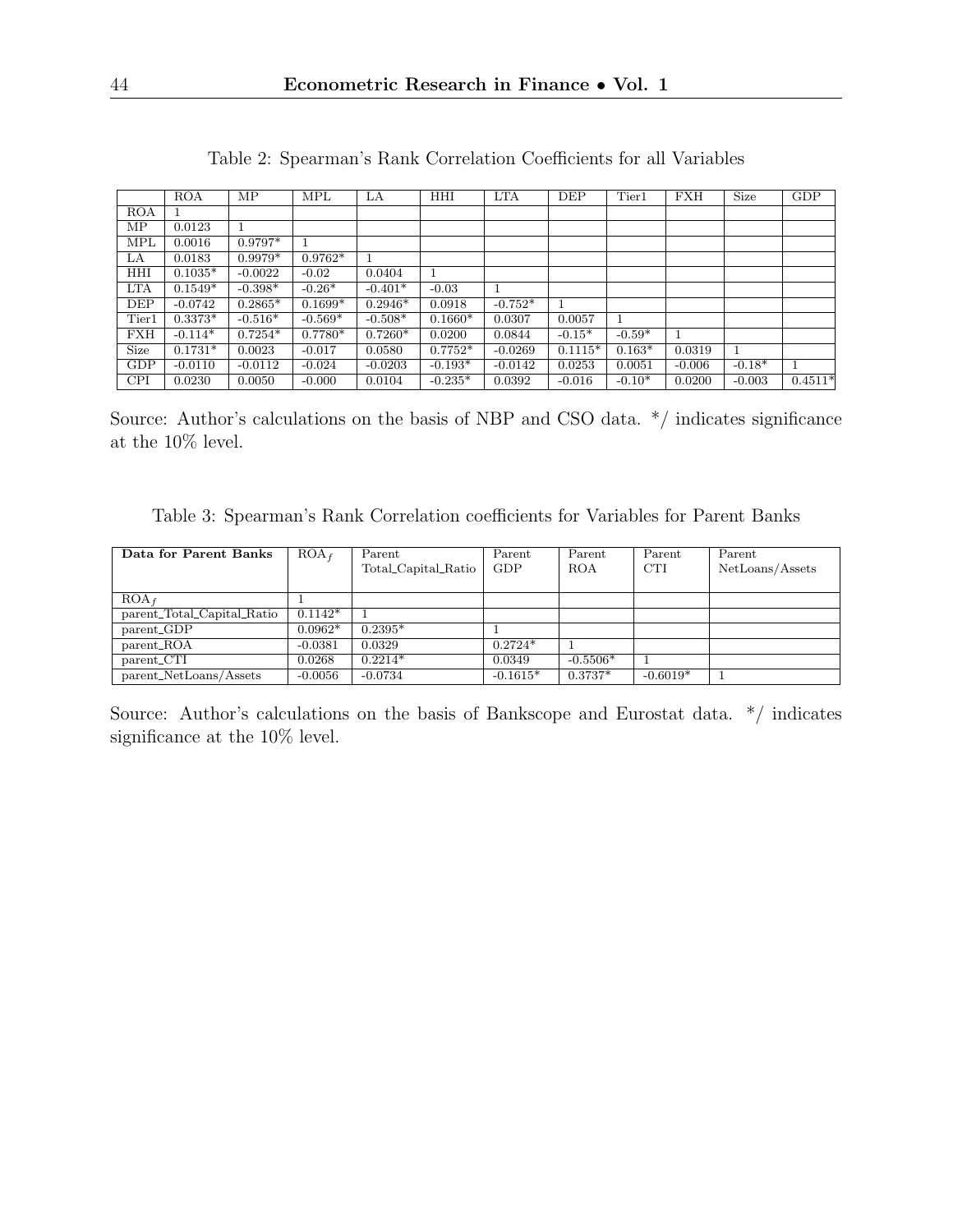Table 2: Spearman's Rank Correlation Coefficients for all Variables

| | ROA | MP | MPL | LA | HHI | LTA | DEP | Tier1 | FXH | Size | GDP |
|---|---|---|---|---|---|---|---|---|---|---|---|
| ROA | 1 | | | | | | | | | | |
| MP | 0.0123 | 1 | | | | | | | | | |
| MPL | 0.0016 | 0.9797* | 1 | | | | | | | | |
| LA | 0.0183 | 0.9979* | 0.9762* | 1 | | | | | | | |
| HHI | 0.1035* | -0.0022 | -0.02 | 0.0404 | 1 | | | | | | |
| LTA | 0.1549* | -0.398* | -0.26* | -0.401* | -0.03 | 1 | | | | | |
| DEP | -0.0742 | 0.2865* | 0.1699* | 0.2946* | 0.0918 | -0.752* | 1 | | | | |
| Tier1 | 0.3373* | -0.516* | -0.569* | -0.508* | 0.1660* | 0.0307 | 0.0057 | 1 | | | |
| FXH | -0.114* | 0.7254* | 0.7780* | 0.7260* | 0.0200 | 0.0844 | -0.15* | -0.59* | 1 | | |
| Size | 0.1731* | 0.0023 | -0.017 | 0.0580 | 0.7752* | -0.0269 | 0.1115* | 0.163* | 0.0319 | 1 | |
| GDP | -0.0110 | -0.0112 | -0.024 | -0.0203 | -0.193* | -0.0142 | 0.0253 | 0.0051 | -0.006 | -0.18* | 1 |
| CPI | 0.0230 | 0.0050 | -0.000 | 0.0104 | -0.235* | 0.0392 | -0.016 | -0.10* | 0.0200 | -0.003 | 0.4511* |

Source: Author's calculations on the basis of NBP and CSO data. */ indicates significance at the 10% level.

Table 3: Spearman's Rank Correlation coefficients for Variables for Parent Banks

| **Data for Parent Banks** | $ROA_f$ | Parent Total_Capital_Ratio | Parent GDP | Parent ROA | Parent CTI | Parent NetLoans/Assets |
|---|---|---|---|---|---|---|
| $ROA_f$ | 1 | | | | | |
| parent_Total_Capital_Ratio | 0.1142* | 1 | | | | |
| parent_GDP | 0.0962* | 0.2395* | 1 | | | |
| parent_ROA | -0.0381 | 0.0329 | 0.2724* | 1 | | |
| parent_CTI | 0.0268 | 0.2214* | 0.0349 | -0.5506* | 1 | |
| parent_NetLoans/Assets | -0.0056 | -0.0734 | -0.1615* | 0.3737* | -0.6019* | 1 |

Source: Author's calculations on the basis of Bankscope and Eurostat data. */ indicates significance at the 10% level.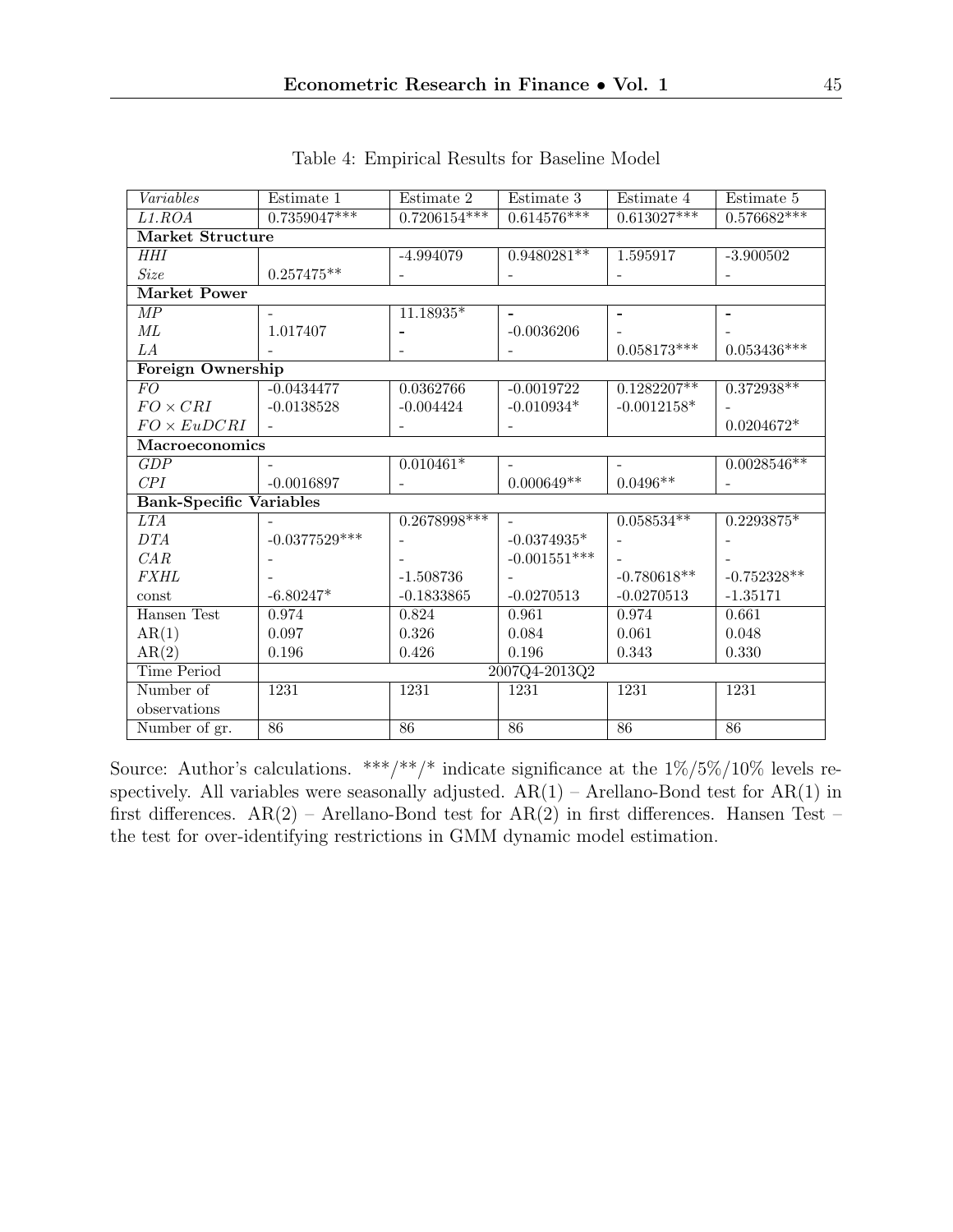Table 4: Empirical Results for Baseline Model

| *Variables* | Estimate 1 | Estimate 2 | Estimate 3 | Estimate 4 | Estimate 5 |
|---|---|---|---|---|---|
| *L1.ROA* | 0.7359047*** | 0.7206154*** | 0.614576*** | 0.613027*** | 0.576682*** |
| **Market Structure** | | | | | |
| *HHI* | | -4.994079 | 0.9480281** | 1.595917 | -3.900502 |
| *Size* | 0.257475** | - | - | - | - |
| **Market Power** | | | | | |
| *MP* | - | 11.18935* | - | - | - |
| *ML* | 1.017407 | - | -0.0036206 | - | - |
| *LA* | - | - | - | 0.058173*** | 0.053436*** |
| **Foreign Ownership** | | | | | |
| *FO* | -0.0434477 | 0.0362766 | -0.0019722 | 0.1282207** | 0.372938** |
| $FO \times CRI$ | -0.0138528 | -0.004424 | -0.010934* | -0.0012158* | - |
| $FO \times EuDCRI$ | - | - | - | | 0.0204672* |
| **Macroeconomics** | | | | | |
| *GDP* | - | 0.010461* | - | - | 0.0028546** |
| *CPI* | -0.0016897 | - | 0.000649** | 0.0496** | - |
| **Bank-Specific Variables** | | | | | |
| *LTA* | - | 0.2678998*** | - | 0.058534** | 0.2293875* |
| *DTA* | -0.0377529*** | - | -0.0374935* | - | - |
| *CAR* | - | - | -0.001551*** | - | - |
| *FXHL* | - | -1.508736 | - | -0.780618** | -0.752328** |
| const | -6.80247* | -0.1833865 | -0.0270513 | -0.0270513 | -1.35171 |
| Hansen Test | 0.974 | 0.824 | 0.961 | 0.974 | 0.661 |
| AR(1) | 0.097 | 0.326 | 0.084 | 0.061 | 0.048 |
| AR(2) | 0.196 | 0.426 | 0.196 | 0.343 | 0.330 |
| Time Period | 2007Q4-2013Q2 | | | | |
| Number of observations | 1231 | 1231 | 1231 | 1231 | 1231 |
| Number of gr. | 86 | 86 | 86 | 86 | 86 |

Source: Author's calculations. ***/**/* indicate significance at the 1%/5%/10% levels respectively. All variables were seasonally adjusted. AR(1) – Arellano-Bond test for AR(1) in first differences. AR(2) – Arellano-Bond test for AR(2) in first differences. Hansen Test – the test for over-identifying restrictions in GMM dynamic model estimation.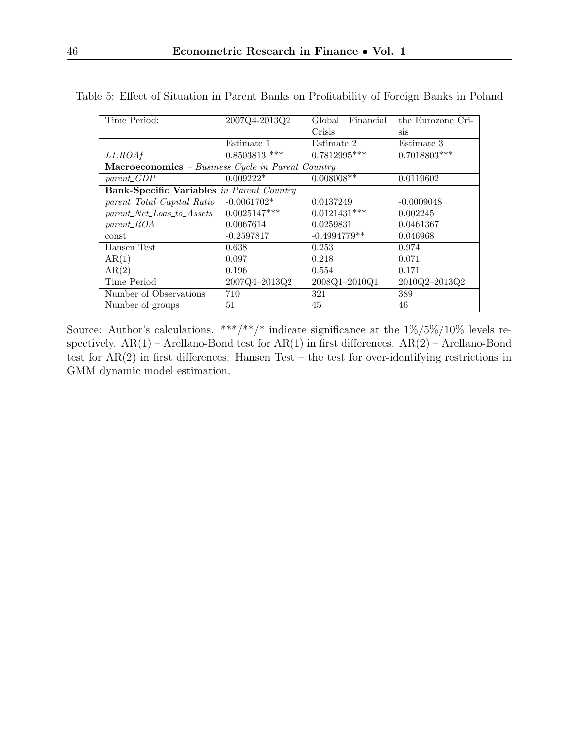Table 5: Effect of Situation in Parent Banks on Profitability of Foreign Banks in Poland

| Time Period: | 2007Q4-2013Q2 | Global Financial Crisis | the Eurozone Crisis |
|---|---|---|---|
| | Estimate 1 | Estimate 2 | Estimate 3 |
| *L1.ROAf* | 0.8503813 *** | 0.7812995*** | 0.7018803*** |
| **Macroeconomics** – *Business Cycle in Parent Country* | | | |
| *parent_GDP* | 0.009222* | 0.008008** | 0.0119602 |
| **Bank-Specific Variables** *in Parent Country* | | | |
| *parent_Total_Capital_Ratio* | -0.0061702* | 0.0137249 | -0.0009048 |
| *parent_Net_Loas_to_Assets* | 0.0025147*** | 0.0121431*** | 0.002245 |
| *parent_ROA* | 0.0067614 | 0.0259831 | 0.0461367 |
| const | -0.2597817 | -0.4994779** | 0.046968 |
| Hansen Test | 0.638 | 0.253 | 0.974 |
| AR(1) | 0.097 | 0.218 | 0.071 |
| AR(2) | 0.196 | 0.554 | 0.171 |
| Time Period | 2007Q4–2013Q2 | 2008Q1–2010Q1 | 2010Q2–2013Q2 |
| Number of Observations | 710 | 321 | 389 |
| Number of groups | 51 | 45 | 46 |

Source: Author's calculations. ***/**/* indicate significance at the 1%/5%/10% levels respectively. AR(1) – Arellano-Bond test for AR(1) in first differences. AR(2) – Arellano-Bond test for AR(2) in first differences. Hansen Test – the test for over-identifying restrictions in GMM dynamic model estimation.